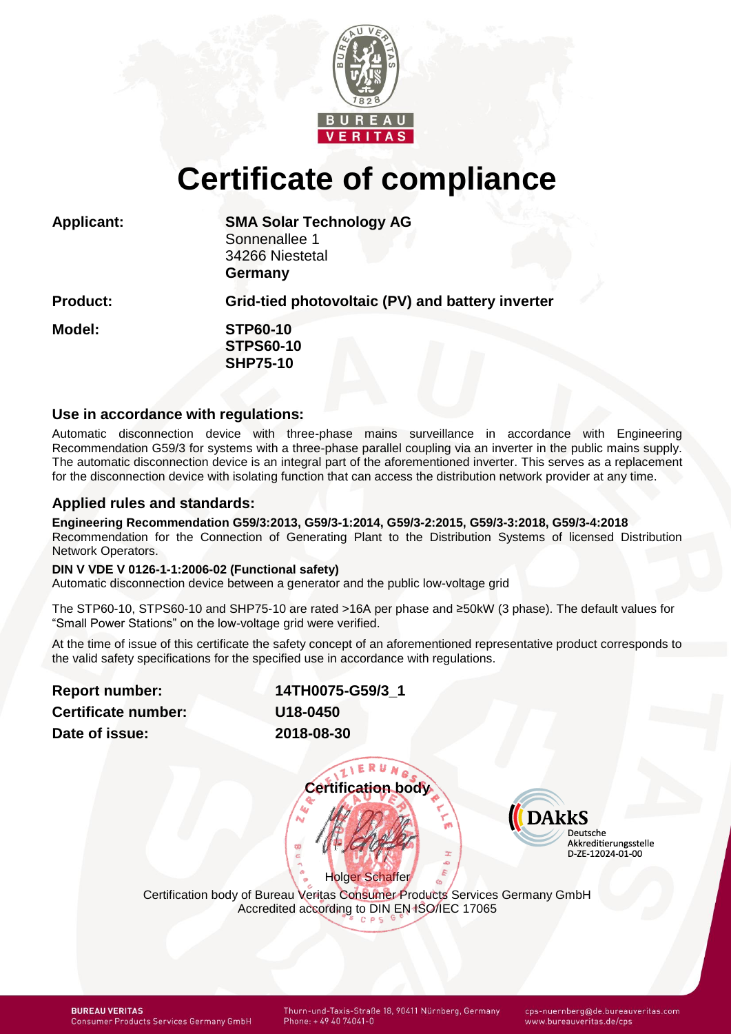# Certificate of compliance

**Applicant:** **SMA Solar Technology AG**
Sonnenallee 1
34266 Niestetal
**Germany**

**Product:** **Grid-tied photovoltaic (PV) and battery inverter**

**Model:** **STP60-10**
**STPS60-10**
**SHP75-10**

## Use in accordance with regulations:

Automatic disconnection device with three-phase mains surveillance in accordance with Engineering Recommendation G59/3 for systems with a three-phase parallel coupling via an inverter in the public mains supply. The automatic disconnection device is an integral part of the aforementioned inverter. This serves as a replacement for the disconnection device with isolating function that can access the distribution network provider at any time.

## Applied rules and standards:

**Engineering Recommendation G59/3:2013, G59/3-1:2014, G59/3-2:2015, G59/3-3:2018, G59/3-4:2018**
Recommendation for the Connection of Generating Plant to the Distribution Systems of licensed Distribution Network Operators.

**DIN V VDE V 0126-1-1:2006-02 (Functional safety)**
Automatic disconnection device between a generator and the public low-voltage grid

The STP60-10, STPS60-10 and SHP75-10 are rated >16A per phase and ≥50kW (3 phase). The default values for "Small Power Stations" on the low-voltage grid were verified.

At the time of issue of this certificate the safety concept of an aforementioned representative product corresponds to the valid safety specifications for the specified use in accordance with regulations.

**Report number:** **14TH0075-G59/3_1**
**Certificate number:** **U18-0450**
**Date of issue:** **2018-08-30**

**Certification body**

Holger Schaffer

DAkkS Deutsche Akkreditierungsstelle D-ZE-12024-01-00

Certification body of Bureau Veritas Consumer Products Services Germany GmbH
Accredited according to DIN EN ISO/IEC 17065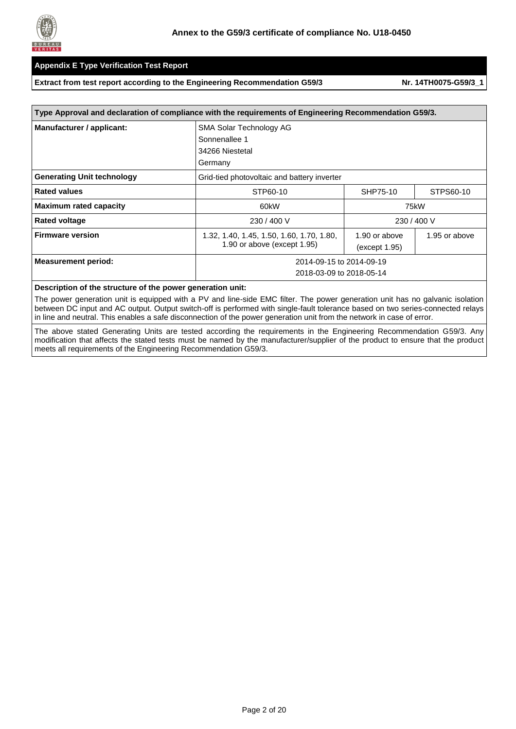**Annex to the G59/3 certificate of compliance No. U18-0450**

## Appendix E Type Verification Test Report

**Extract from test report according to the Engineering Recommendation G59/3** **Nr. 14TH0075-G59/3_1**

| Type Approval and declaration of compliance with the requirements of Engineering Recommendation G59/3. | | | |
|---|---|---|---|
| **Manufacturer / applicant:** | SMA Solar Technology AG<br>Sonnenallee 1<br>34266 Niestetal<br>Germany | | |
| **Generating Unit technology** | Grid-tied photovoltaic and battery inverter | | |
| **Rated values** | STP60-10 | SHP75-10 | STPS60-10 |
| **Maximum rated capacity** | 60kW | 75kW | |
| **Rated voltage** | 230 / 400 V | 230 / 400 V | |
| **Firmware version** | 1.32, 1.40, 1.45, 1.50, 1.60, 1.70, 1.80, 1.90 or above (except 1.95) | 1.90 or above (except 1.95) | 1.95 or above |
| **Measurement period:** | 2014-09-15 to 2014-09-19<br>2018-03-09 to 2018-05-14 | | |

**Description of the structure of the power generation unit:**

The power generation unit is equipped with a PV and line-side EMC filter. The power generation unit has no galvanic isolation between DC input and AC output. Output switch-off is performed with single-fault tolerance based on two series-connected relays in line and neutral. This enables a safe disconnection of the power generation unit from the network in case of error.

The above stated Generating Units are tested according the requirements in the Engineering Recommendation G59/3. Any modification that affects the stated tests must be named by the manufacturer/supplier of the product to ensure that the product meets all requirements of the Engineering Recommendation G59/3.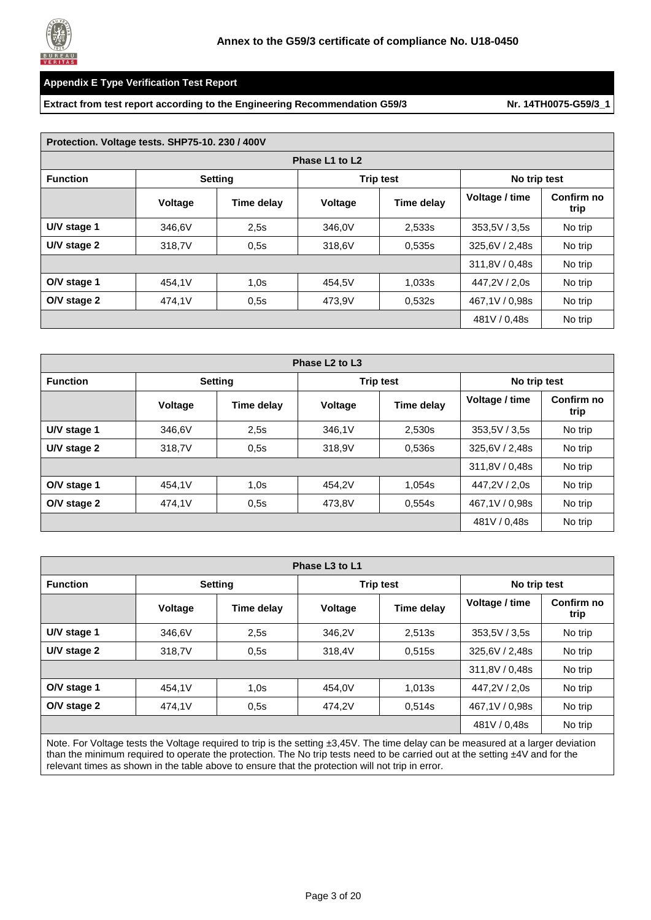**Annex to the G59/3 certificate of compliance No. U18-0450**

**Appendix E Type Verification Test Report**

**Extract from test report according to the Engineering Recommendation G59/3** **Nr. 14TH0075-G59/3_1**

| **Protection. Voltage tests. SHP75-10. 230 / 400V** | | | | | | |
|---|---|---|---|---|---|---|
| **Phase L1 to L2** | | | | | | |
| **Function** | **Setting** | | **Trip test** | | **No trip test** | |
| | **Voltage** | **Time delay** | **Voltage** | **Time delay** | **Voltage / time** | **Confirm no trip** |
| **U/V stage 1** | 346,6V | 2,5s | 346,0V | 2,533s | 353,5V / 3,5s | No trip |
| **U/V stage 2** | 318,7V | 0,5s | 318,6V | 0,535s | 325,6V / 2,48s | No trip |
| | | | | | 311,8V / 0,48s | No trip |
| **O/V stage 1** | 454,1V | 1,0s | 454,5V | 1,033s | 447,2V / 2,0s | No trip |
| **O/V stage 2** | 474,1V | 0,5s | 473,9V | 0,532s | 467,1V / 0,98s | No trip |
| | | | | | 481V / 0,48s | No trip |

| **Phase L2 to L3** | | | | | | |
|---|---|---|---|---|---|---|
| **Function** | **Setting** | | **Trip test** | | **No trip test** | |
| | **Voltage** | **Time delay** | **Voltage** | **Time delay** | **Voltage / time** | **Confirm no trip** |
| **U/V stage 1** | 346,6V | 2,5s | 346,1V | 2,530s | 353,5V / 3,5s | No trip |
| **U/V stage 2** | 318,7V | 0,5s | 318,9V | 0,536s | 325,6V / 2,48s | No trip |
| | | | | | 311,8V / 0,48s | No trip |
| **O/V stage 1** | 454,1V | 1,0s | 454,2V | 1,054s | 447,2V / 2,0s | No trip |
| **O/V stage 2** | 474,1V | 0,5s | 473,8V | 0,554s | 467,1V / 0,98s | No trip |
| | | | | | 481V / 0,48s | No trip |

| **Phase L3 to L1** | | | | | | |
|---|---|---|---|---|---|---|
| **Function** | **Setting** | | **Trip test** | | **No trip test** | |
| | **Voltage** | **Time delay** | **Voltage** | **Time delay** | **Voltage / time** | **Confirm no trip** |
| **U/V stage 1** | 346,6V | 2,5s | 346,2V | 2,513s | 353,5V / 3,5s | No trip |
| **U/V stage 2** | 318,7V | 0,5s | 318,4V | 0,515s | 325,6V / 2,48s | No trip |
| | | | | | 311,8V / 0,48s | No trip |
| **O/V stage 1** | 454,1V | 1,0s | 454,0V | 1,013s | 447,2V / 2,0s | No trip |
| **O/V stage 2** | 474,1V | 0,5s | 474,2V | 0,514s | 467,1V / 0,98s | No trip |
| | | | | | 481V / 0,48s | No trip |

Note. For Voltage tests the Voltage required to trip is the setting ±3,45V. The time delay can be measured at a larger deviation than the minimum required to operate the protection. The No trip tests need to be carried out at the setting ±4V and for the relevant times as shown in the table above to ensure that the protection will not trip in error.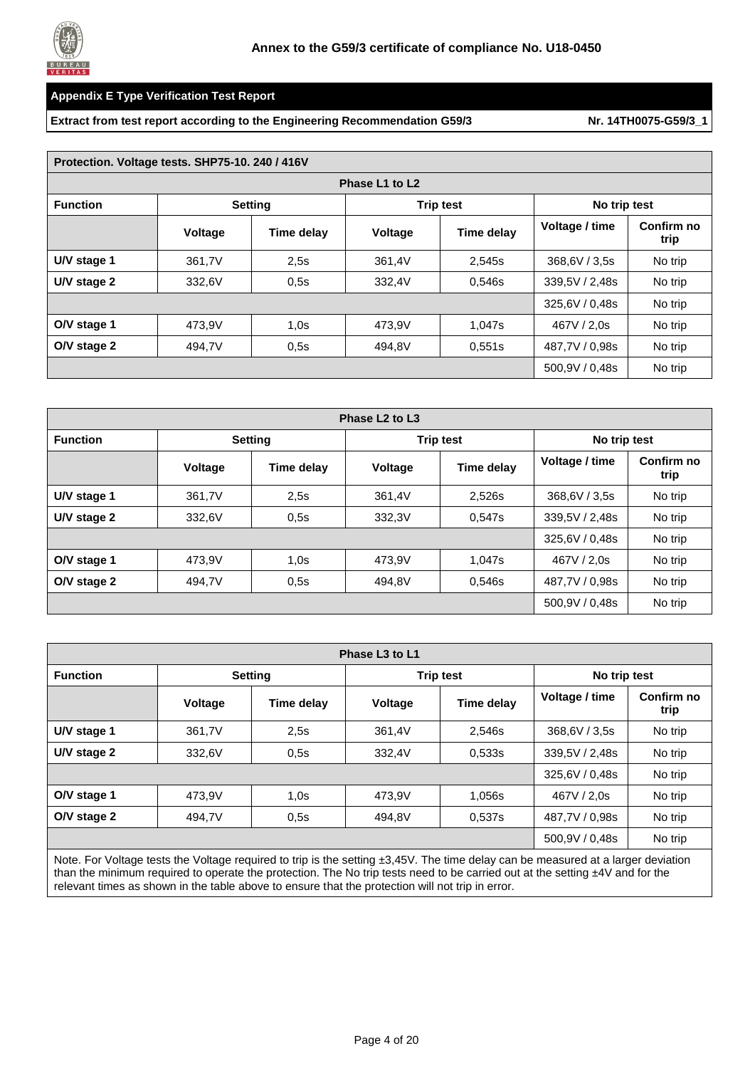**Annex to the G59/3 certificate of compliance No. U18-0450**

**Appendix E Type Verification Test Report**

**Extract from test report according to the Engineering Recommendation G59/3** **Nr. 14TH0075-G59/3_1**

**Protection. Voltage tests. SHP75-10. 240 / 416V**

| Phase L1 to L2 | | | | | | |
|---|---|---|---|---|---|---|
| **Function** | **Setting** | | **Trip test** | | **No trip test** | |
| | **Voltage** | **Time delay** | **Voltage** | **Time delay** | **Voltage / time** | **Confirm no trip** |
| **U/V stage 1** | 361,7V | 2,5s | 361,4V | 2,545s | 368,6V / 3,5s | No trip |
| **U/V stage 2** | 332,6V | 0,5s | 332,4V | 0,546s | 339,5V / 2,48s | No trip |
| | | | | | 325,6V / 0,48s | No trip |
| **O/V stage 1** | 473,9V | 1,0s | 473,9V | 1,047s | 467V / 2,0s | No trip |
| **O/V stage 2** | 494,7V | 0,5s | 494,8V | 0,551s | 487,7V / 0,98s | No trip |
| | | | | | 500,9V / 0,48s | No trip |

| Phase L2 to L3 | | | | | | |
|---|---|---|---|---|---|---|
| **Function** | **Setting** | | **Trip test** | | **No trip test** | |
| | **Voltage** | **Time delay** | **Voltage** | **Time delay** | **Voltage / time** | **Confirm no trip** |
| **U/V stage 1** | 361,7V | 2,5s | 361,4V | 2,526s | 368,6V / 3,5s | No trip |
| **U/V stage 2** | 332,6V | 0,5s | 332,3V | 0,547s | 339,5V / 2,48s | No trip |
| | | | | | 325,6V / 0,48s | No trip |
| **O/V stage 1** | 473,9V | 1,0s | 473,9V | 1,047s | 467V / 2,0s | No trip |
| **O/V stage 2** | 494,7V | 0,5s | 494,8V | 0,546s | 487,7V / 0,98s | No trip |
| | | | | | 500,9V / 0,48s | No trip |

| Phase L3 to L1 | | | | | | |
|---|---|---|---|---|---|---|
| **Function** | **Setting** | | **Trip test** | | **No trip test** | |
| | **Voltage** | **Time delay** | **Voltage** | **Time delay** | **Voltage / time** | **Confirm no trip** |
| **U/V stage 1** | 361,7V | 2,5s | 361,4V | 2,546s | 368,6V / 3,5s | No trip |
| **U/V stage 2** | 332,6V | 0,5s | 332,4V | 0,533s | 339,5V / 2,48s | No trip |
| | | | | | 325,6V / 0,48s | No trip |
| **O/V stage 1** | 473,9V | 1,0s | 473,9V | 1,056s | 467V / 2,0s | No trip |
| **O/V stage 2** | 494,7V | 0,5s | 494,8V | 0,537s | 487,7V / 0,98s | No trip |
| | | | | | 500,9V / 0,48s | No trip |

Note. For Voltage tests the Voltage required to trip is the setting ±3,45V. The time delay can be measured at a larger deviation than the minimum required to operate the protection. The No trip tests need to be carried out at the setting ±4V and for the relevant times as shown in the table above to ensure that the protection will not trip in error.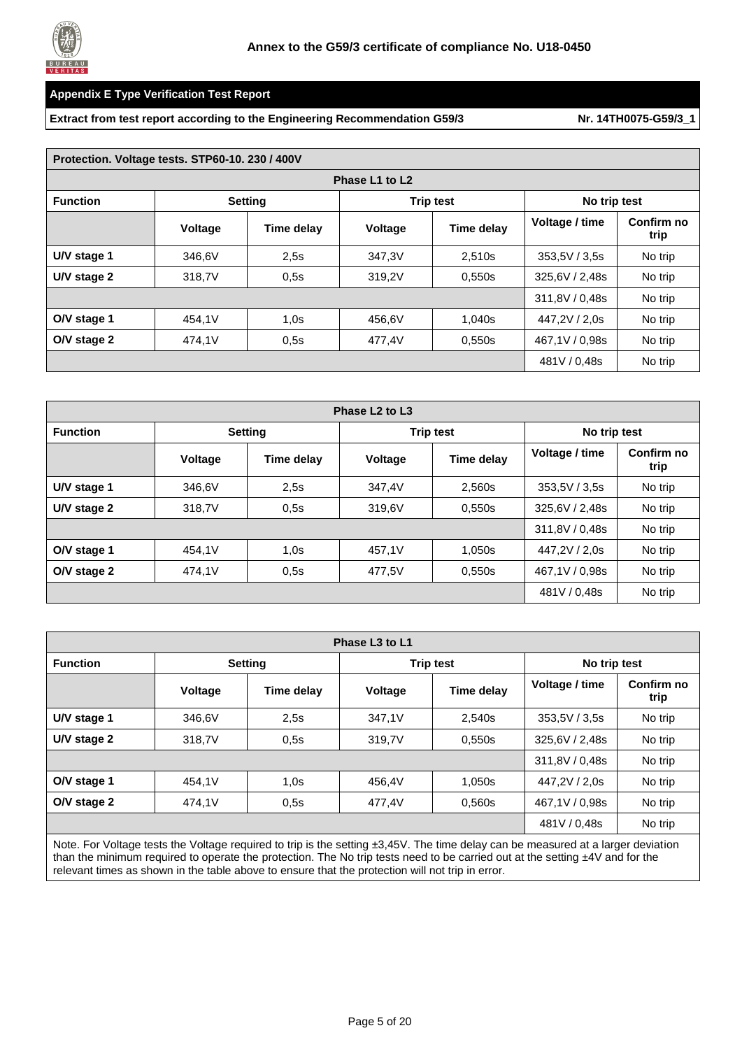Annex to the G59/3 certificate of compliance No. U18-0450

## Appendix E Type Verification Test Report

**Extract from test report according to the Engineering Recommendation G59/3** **Nr. 14TH0075-G59/3_1**

| Protection. Voltage tests. STP60-10. 230 / 400V | | | | | | |
|---|---|---|---|---|---|---|
| **Phase L1 to L2** | | | | | | |
| **Function** | **Setting** | | **Trip test** | | **No trip test** | |
| | **Voltage** | **Time delay** | **Voltage** | **Time delay** | **Voltage / time** | **Confirm no trip** |
| **U/V stage 1** | 346,6V | 2,5s | 347,3V | 2,510s | 353,5V / 3,5s | No trip |
| **U/V stage 2** | 318,7V | 0,5s | 319,2V | 0,550s | 325,6V / 2,48s | No trip |
| | | | | | 311,8V / 0,48s | No trip |
| **O/V stage 1** | 454,1V | 1,0s | 456,6V | 1,040s | 447,2V / 2,0s | No trip |
| **O/V stage 2** | 474,1V | 0,5s | 477,4V | 0,550s | 467,1V / 0,98s | No trip |
| | | | | | 481V / 0,48s | No trip |

| Phase L2 to L3 | | | | | | |
|---|---|---|---|---|---|---|
| **Function** | **Setting** | | **Trip test** | | **No trip test** | |
| | **Voltage** | **Time delay** | **Voltage** | **Time delay** | **Voltage / time** | **Confirm no trip** |
| **U/V stage 1** | 346,6V | 2,5s | 347,4V | 2,560s | 353,5V / 3,5s | No trip |
| **U/V stage 2** | 318,7V | 0,5s | 319,6V | 0,550s | 325,6V / 2,48s | No trip |
| | | | | | 311,8V / 0,48s | No trip |
| **O/V stage 1** | 454,1V | 1,0s | 457,1V | 1,050s | 447,2V / 2,0s | No trip |
| **O/V stage 2** | 474,1V | 0,5s | 477,5V | 0,550s | 467,1V / 0,98s | No trip |
| | | | | | 481V / 0,48s | No trip |

| Phase L3 to L1 | | | | | | |
|---|---|---|---|---|---|---|
| **Function** | **Setting** | | **Trip test** | | **No trip test** | |
| | **Voltage** | **Time delay** | **Voltage** | **Time delay** | **Voltage / time** | **Confirm no trip** |
| **U/V stage 1** | 346,6V | 2,5s | 347,1V | 2,540s | 353,5V / 3,5s | No trip |
| **U/V stage 2** | 318,7V | 0,5s | 319,7V | 0,550s | 325,6V / 2,48s | No trip |
| | | | | | 311,8V / 0,48s | No trip |
| **O/V stage 1** | 454,1V | 1,0s | 456,4V | 1,050s | 447,2V / 2,0s | No trip |
| **O/V stage 2** | 474,1V | 0,5s | 477,4V | 0,560s | 467,1V / 0,98s | No trip |
| | | | | | 481V / 0,48s | No trip |

Note. For Voltage tests the Voltage required to trip is the setting ±3,45V. The time delay can be measured at a larger deviation than the minimum required to operate the protection. The No trip tests need to be carried out at the setting ±4V and for the relevant times as shown in the table above to ensure that the protection will not trip in error.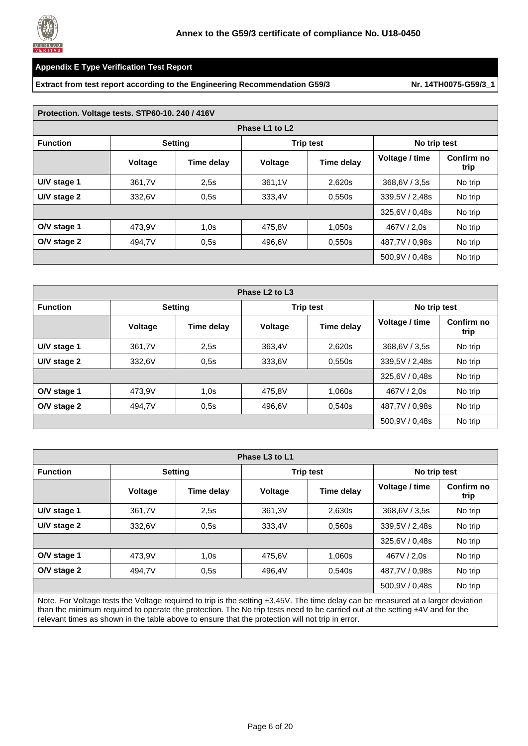**Annex to the G59/3 certificate of compliance No. U18-0450**

**Appendix E Type Verification Test Report**

**Extract from test report according to the Engineering Recommendation G59/3** **Nr. 14TH0075-G59/3_1**

| Protection. Voltage tests. STP60-10. 240 / 416V | | | | | | |
|---|---|---|---|---|---|---|
| **Phase L1 to L2** | | | | | | |
| **Function** | **Setting** | | **Trip test** | | **No trip test** | |
| | **Voltage** | **Time delay** | **Voltage** | **Time delay** | **Voltage / time** | **Confirm no trip** |
| **U/V stage 1** | 361,7V | 2,5s | 361,1V | 2,620s | 368,6V / 3,5s | No trip |
| **U/V stage 2** | 332,6V | 0,5s | 333,4V | 0,550s | 339,5V / 2,48s | No trip |
| | | | | | 325,6V / 0,48s | No trip |
| **O/V stage 1** | 473,9V | 1,0s | 475,8V | 1,050s | 467V / 2,0s | No trip |
| **O/V stage 2** | 494,7V | 0,5s | 496,6V | 0,550s | 487,7V / 0,98s | No trip |
| | | | | | 500,9V / 0,48s | No trip |

| Phase L2 to L3 | | | | | | |
|---|---|---|---|---|---|---|
| **Function** | **Setting** | | **Trip test** | | **No trip test** | |
| | **Voltage** | **Time delay** | **Voltage** | **Time delay** | **Voltage / time** | **Confirm no trip** |
| **U/V stage 1** | 361,7V | 2,5s | 363,4V | 2,620s | 368,6V / 3,5s | No trip |
| **U/V stage 2** | 332,6V | 0,5s | 333,6V | 0,550s | 339,5V / 2,48s | No trip |
| | | | | | 325,6V / 0,48s | No trip |
| **O/V stage 1** | 473,9V | 1,0s | 475,8V | 1,060s | 467V / 2,0s | No trip |
| **O/V stage 2** | 494,7V | 0,5s | 496,6V | 0,540s | 487,7V / 0,98s | No trip |
| | | | | | 500,9V / 0,48s | No trip |

| Phase L3 to L1 | | | | | | |
|---|---|---|---|---|---|---|
| **Function** | **Setting** | | **Trip test** | | **No trip test** | |
| | **Voltage** | **Time delay** | **Voltage** | **Time delay** | **Voltage / time** | **Confirm no trip** |
| **U/V stage 1** | 361,7V | 2,5s | 361,3V | 2,630s | 368,6V / 3,5s | No trip |
| **U/V stage 2** | 332,6V | 0,5s | 333,4V | 0,560s | 339,5V / 2,48s | No trip |
| | | | | | 325,6V / 0,48s | No trip |
| **O/V stage 1** | 473,9V | 1,0s | 475,6V | 1,060s | 467V / 2,0s | No trip |
| **O/V stage 2** | 494,7V | 0,5s | 496,4V | 0,540s | 487,7V / 0,98s | No trip |
| | | | | | 500,9V / 0,48s | No trip |

Note. For Voltage tests the Voltage required to trip is the setting ±3,45V. The time delay can be measured at a larger deviation than the minimum required to operate the protection. The No trip tests need to be carried out at the setting ±4V and for the relevant times as shown in the table above to ensure that the protection will not trip in error.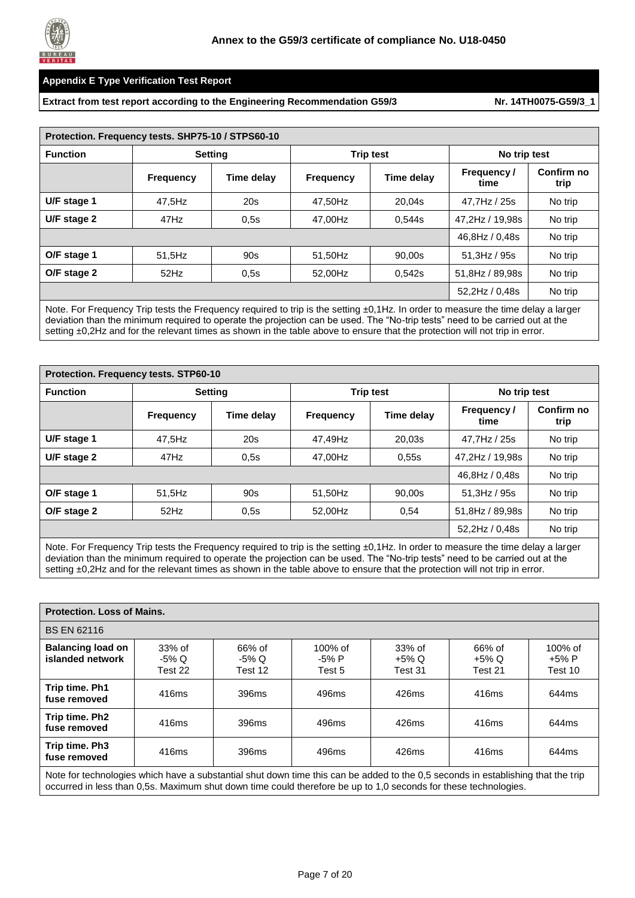**Annex to the G59/3 certificate of compliance No. U18-0450**

## Appendix E Type Verification Test Report

**Extract from test report according to the Engineering Recommendation G59/3** **Nr. 14TH0075-G59/3_1**

| **Protection. Frequency tests. SHP75-10 / STPS60-10** | | | | | | |
|---|---|---|---|---|---|---|
| **Function** | **Setting** | | **Trip test** | | **No trip test** | |
| | **Frequency** | **Time delay** | **Frequency** | **Time delay** | **Frequency / time** | **Confirm no trip** |
| **U/F stage 1** | 47,5Hz | 20s | 47,50Hz | 20,04s | 47,7Hz / 25s | No trip |
| **U/F stage 2** | 47Hz | 0,5s | 47,00Hz | 0,544s | 47,2Hz / 19,98s | No trip |
| | | | | | 46,8Hz / 0,48s | No trip |
| **O/F stage 1** | 51,5Hz | 90s | 51,50Hz | 90,00s | 51,3Hz / 95s | No trip |
| **O/F stage 2** | 52Hz | 0,5s | 52,00Hz | 0,542s | 51,8Hz / 89,98s | No trip |
| | | | | | 52,2Hz / 0,48s | No trip |

Note. For Frequency Trip tests the Frequency required to trip is the setting ±0,1Hz. In order to measure the time delay a larger deviation than the minimum required to operate the projection can be used. The “No-trip tests” need to be carried out at the setting ±0,2Hz and for the relevant times as shown in the table above to ensure that the protection will not trip in error.

| **Protection. Frequency tests. STP60-10** | | | | | | |
|---|---|---|---|---|---|---|
| **Function** | **Setting** | | **Trip test** | | **No trip test** | |
| | **Frequency** | **Time delay** | **Frequency** | **Time delay** | **Frequency / time** | **Confirm no trip** |
| **U/F stage 1** | 47,5Hz | 20s | 47,49Hz | 20,03s | 47,7Hz / 25s | No trip |
| **U/F stage 2** | 47Hz | 0,5s | 47,00Hz | 0,55s | 47,2Hz / 19,98s | No trip |
| | | | | | 46,8Hz / 0,48s | No trip |
| **O/F stage 1** | 51,5Hz | 90s | 51,50Hz | 90,00s | 51,3Hz / 95s | No trip |
| **O/F stage 2** | 52Hz | 0,5s | 52,00Hz | 0,54 | 51,8Hz / 89,98s | No trip |
| | | | | | 52,2Hz / 0,48s | No trip |

Note. For Frequency Trip tests the Frequency required to trip is the setting ±0,1Hz. In order to measure the time delay a larger deviation than the minimum required to operate the projection can be used. The “No-trip tests” need to be carried out at the setting ±0,2Hz and for the relevant times as shown in the table above to ensure that the protection will not trip in error.

| **Protection. Loss of Mains.** | | | | | | |
|---|---|---|---|---|---|---|
| BS EN 62116 | | | | | | |
| **Balancing load on islanded network** | 33% of -5% Q Test 22 | 66% of -5% Q Test 12 | 100% of -5% P Test 5 | 33% of +5% Q Test 31 | 66% of +5% Q Test 21 | 100% of +5% P Test 10 |
| **Trip time. Ph1 fuse removed** | 416ms | 396ms | 496ms | 426ms | 416ms | 644ms |
| **Trip time. Ph2 fuse removed** | 416ms | 396ms | 496ms | 426ms | 416ms | 644ms |
| **Trip time. Ph3 fuse removed** | 416ms | 396ms | 496ms | 426ms | 416ms | 644ms |

Note for technologies which have a substantial shut down time this can be added to the 0,5 seconds in establishing that the trip occurred in less than 0,5s. Maximum shut down time could therefore be up to 1,0 seconds for these technologies.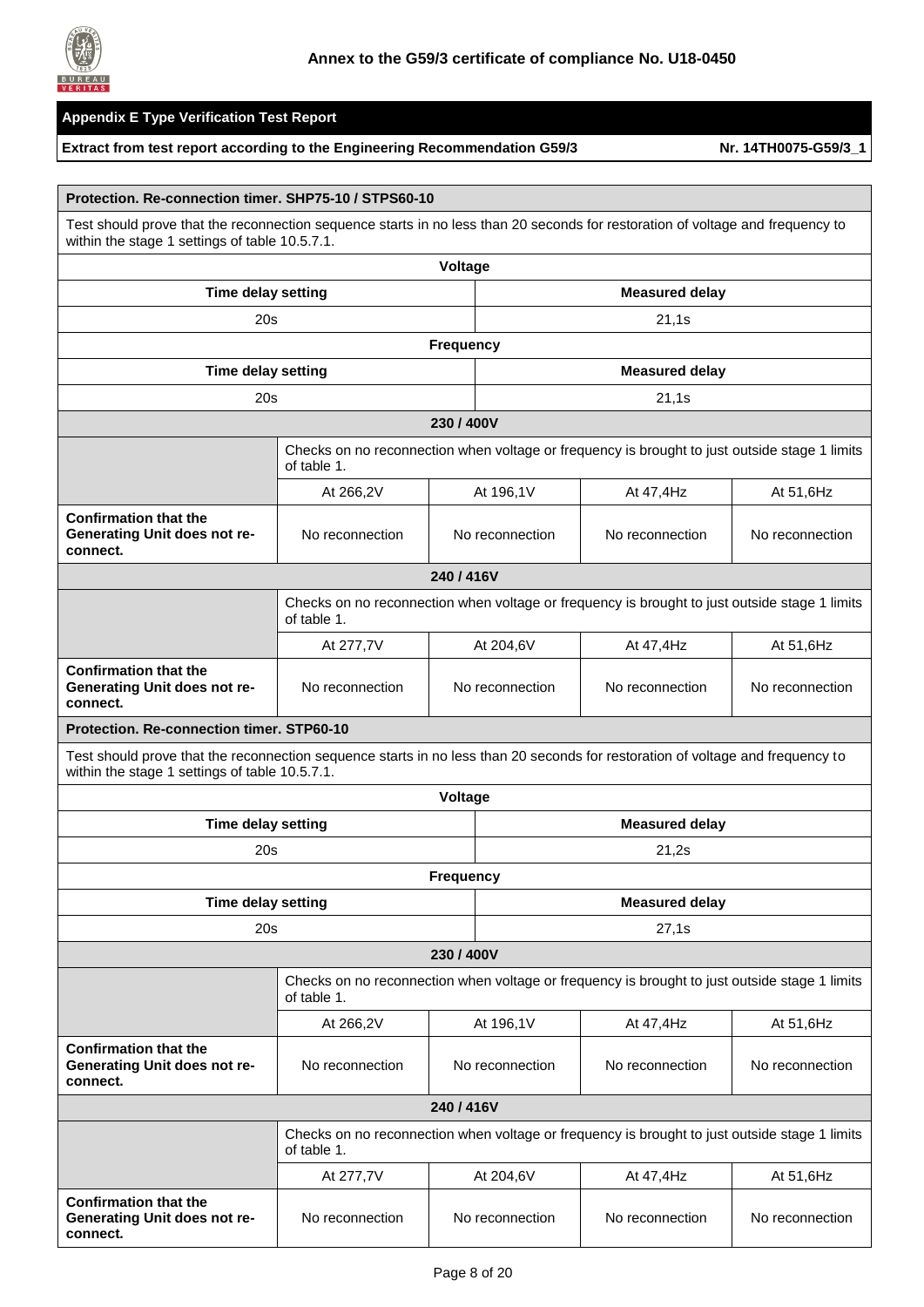**Annex to the G59/3 certificate of compliance No. U18-0450**

**Appendix E Type Verification Test Report**

**Extract from test report according to the Engineering Recommendation G59/3** **Nr. 14TH0075-G59/3_1**

**Protection. Re-connection timer. SHP75-10 / STPS60-10**

Test should prove that the reconnection sequence starts in no less than 20 seconds for restoration of voltage and frequency to within the stage 1 settings of table 10.5.7.1.

| Voltage | |
|---|---|
| **Time delay setting** | **Measured delay** |
| 20s | 21,1s |

| Frequency | |
|---|---|
| **Time delay setting** | **Measured delay** |
| 20s | 21,1s |

**230 / 400V**

| | Checks on no reconnection when voltage or frequency is brought to just outside stage 1 limits of table 1. | | | |
|---|---|---|---|---|
| | At 266,2V | At 196,1V | At 47,4Hz | At 51,6Hz |
| **Confirmation that the Generating Unit does not re-connect.** | No reconnection | No reconnection | No reconnection | No reconnection |

**240 / 416V**

| | Checks on no reconnection when voltage or frequency is brought to just outside stage 1 limits of table 1. | | | |
|---|---|---|---|---|
| | At 277,7V | At 204,6V | At 47,4Hz | At 51,6Hz |
| **Confirmation that the Generating Unit does not re-connect.** | No reconnection | No reconnection | No reconnection | No reconnection |

**Protection. Re-connection timer. STP60-10**

Test should prove that the reconnection sequence starts in no less than 20 seconds for restoration of voltage and frequency to within the stage 1 settings of table 10.5.7.1.

| Voltage | |
|---|---|
| **Time delay setting** | **Measured delay** |
| 20s | 21,2s |

| Frequency | |
|---|---|
| **Time delay setting** | **Measured delay** |
| 20s | 27,1s |

**230 / 400V**

| | Checks on no reconnection when voltage or frequency is brought to just outside stage 1 limits of table 1. | | | |
|---|---|---|---|---|
| | At 266,2V | At 196,1V | At 47,4Hz | At 51,6Hz |
| **Confirmation that the Generating Unit does not re-connect.** | No reconnection | No reconnection | No reconnection | No reconnection |

**240 / 416V**

| | Checks on no reconnection when voltage or frequency is brought to just outside stage 1 limits of table 1. | | | |
|---|---|---|---|---|
| | At 277,7V | At 204,6V | At 47,4Hz | At 51,6Hz |
| **Confirmation that the Generating Unit does not re-connect.** | No reconnection | No reconnection | No reconnection | No reconnection |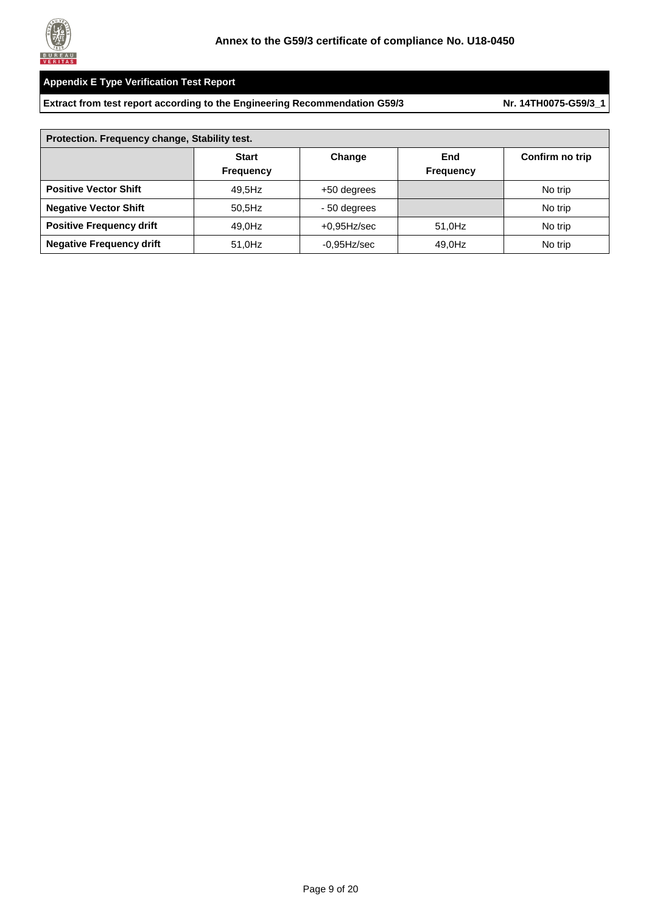## Annex to the G59/3 certificate of compliance No. U18-0450

### Appendix E Type Verification Test Report

**Extract from test report according to the Engineering Recommendation G59/3** **Nr. 14TH0075-G59/3_1**

| Protection. Frequency change, Stability test. | | | | |
|---|---|---|---|---|
| | **Start Frequency** | **Change** | **End Frequency** | **Confirm no trip** |
| **Positive Vector Shift** | 49,5Hz | +50 degrees | | No trip |
| **Negative Vector Shift** | 50,5Hz | - 50 degrees | | No trip |
| **Positive Frequency drift** | 49,0Hz | +0,95Hz/sec | 51,0Hz | No trip |
| **Negative Frequency drift** | 51,0Hz | -0,95Hz/sec | 49,0Hz | No trip |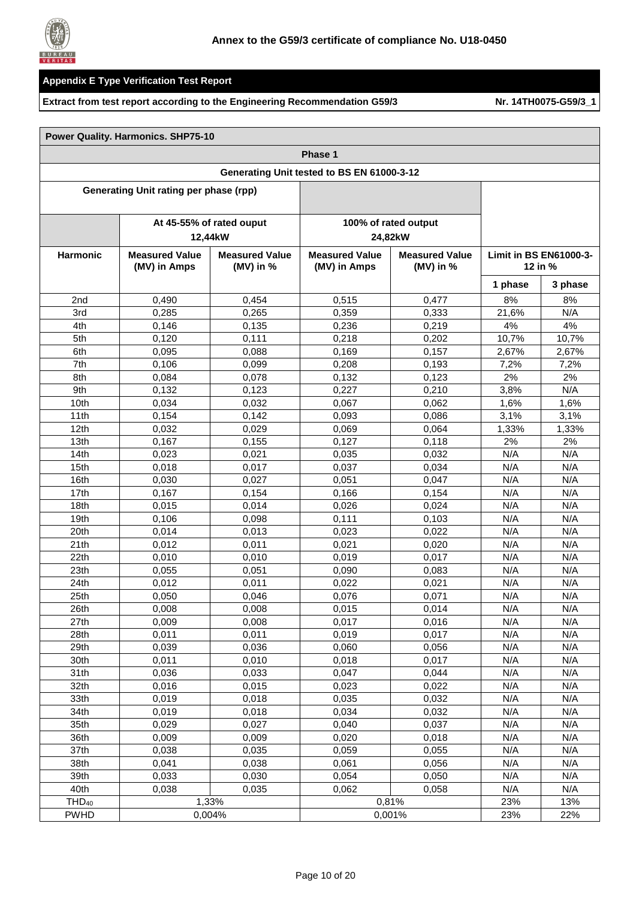**Annex to the G59/3 certificate of compliance No. U18-0450**

**Appendix E Type Verification Test Report**

**Extract from test report according to the Engineering Recommendation G59/3** **Nr. 14TH0075-G59/3_1**

| **Power Quality. Harmonics. SHP75-10** | | | | | | |
|---|---|---|---|---|---|---|
| **Phase 1** | | | | | | |
| **Generating Unit tested to BS EN 61000-3-12** | | | | | | |
| **Generating Unit rating per phase (rpp)** | | | | | | |
| | **At 45-55% of rated ouput 12,44kW** | | **100% of rated output 24,82kW** | | | |
| **Harmonic** | **Measured Value (MV) in Amps** | **Measured Value (MV) in %** | **Measured Value (MV) in Amps** | **Measured Value (MV) in %** | **Limit in BS EN61000-3-12 in %** | |
| | | | | | **1 phase** | **3 phase** |
| 2nd | 0,490 | 0,454 | 0,515 | 0,477 | 8% | 8% |
| 3rd | 0,285 | 0,265 | 0,359 | 0,333 | 21,6% | N/A |
| 4th | 0,146 | 0,135 | 0,236 | 0,219 | 4% | 4% |
| 5th | 0,120 | 0,111 | 0,218 | 0,202 | 10,7% | 10,7% |
| 6th | 0,095 | 0,088 | 0,169 | 0,157 | 2,67% | 2,67% |
| 7th | 0,106 | 0,099 | 0,208 | 0,193 | 7,2% | 7,2% |
| 8th | 0,084 | 0,078 | 0,132 | 0,123 | 2% | 2% |
| 9th | 0,132 | 0,123 | 0,227 | 0,210 | 3,8% | N/A |
| 10th | 0,034 | 0,032 | 0,067 | 0,062 | 1,6% | 1,6% |
| 11th | 0,154 | 0,142 | 0,093 | 0,086 | 3,1% | 3,1% |
| 12th | 0,032 | 0,029 | 0,069 | 0,064 | 1,33% | 1,33% |
| 13th | 0,167 | 0,155 | 0,127 | 0,118 | 2% | 2% |
| 14th | 0,023 | 0,021 | 0,035 | 0,032 | N/A | N/A |
| 15th | 0,018 | 0,017 | 0,037 | 0,034 | N/A | N/A |
| 16th | 0,030 | 0,027 | 0,051 | 0,047 | N/A | N/A |
| 17th | 0,167 | 0,154 | 0,166 | 0,154 | N/A | N/A |
| 18th | 0,015 | 0,014 | 0,026 | 0,024 | N/A | N/A |
| 19th | 0,106 | 0,098 | 0,111 | 0,103 | N/A | N/A |
| 20th | 0,014 | 0,013 | 0,023 | 0,022 | N/A | N/A |
| 21th | 0,012 | 0,011 | 0,021 | 0,020 | N/A | N/A |
| 22th | 0,010 | 0,010 | 0,019 | 0,017 | N/A | N/A |
| 23th | 0,055 | 0,051 | 0,090 | 0,083 | N/A | N/A |
| 24th | 0,012 | 0,011 | 0,022 | 0,021 | N/A | N/A |
| 25th | 0,050 | 0,046 | 0,076 | 0,071 | N/A | N/A |
| 26th | 0,008 | 0,008 | 0,015 | 0,014 | N/A | N/A |
| 27th | 0,009 | 0,008 | 0,017 | 0,016 | N/A | N/A |
| 28th | 0,011 | 0,011 | 0,019 | 0,017 | N/A | N/A |
| 29th | 0,039 | 0,036 | 0,060 | 0,056 | N/A | N/A |
| 30th | 0,011 | 0,010 | 0,018 | 0,017 | N/A | N/A |
| 31th | 0,036 | 0,033 | 0,047 | 0,044 | N/A | N/A |
| 32th | 0,016 | 0,015 | 0,023 | 0,022 | N/A | N/A |
| 33th | 0,019 | 0,018 | 0,035 | 0,032 | N/A | N/A |
| 34th | 0,019 | 0,018 | 0,034 | 0,032 | N/A | N/A |
| 35th | 0,029 | 0,027 | 0,040 | 0,037 | N/A | N/A |
| 36th | 0,009 | 0,009 | 0,020 | 0,018 | N/A | N/A |
| 37th | 0,038 | 0,035 | 0,059 | 0,055 | N/A | N/A |
| 38th | 0,041 | 0,038 | 0,061 | 0,056 | N/A | N/A |
| 39th | 0,033 | 0,030 | 0,054 | 0,050 | N/A | N/A |
| 40th | 0,038 | 0,035 | 0,062 | 0,058 | N/A | N/A |
| $THD_{40}$ | 1,33% | | 0,81% | | 23% | 13% |
| PWHD | 0,004% | | 0,001% | | 23% | 22% |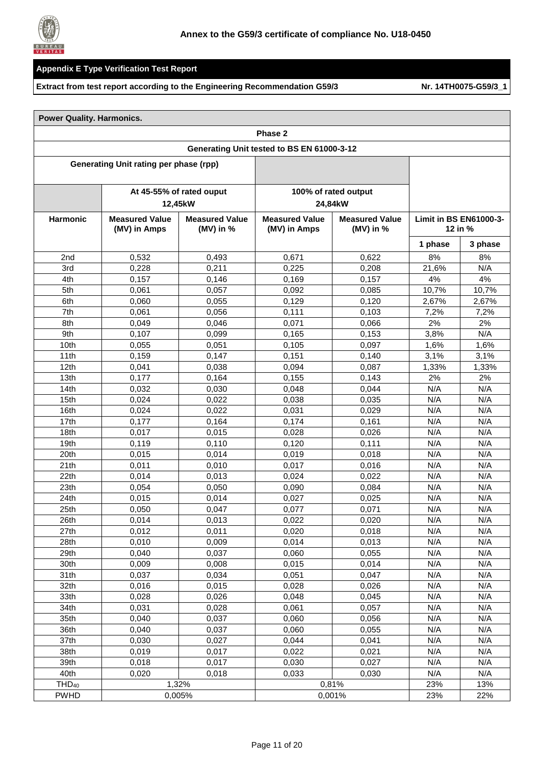**Annex to the G59/3 certificate of compliance No. U18-0450**

**Appendix E Type Verification Test Report**

**Extract from test report according to the Engineering Recommendation G59/3** **Nr. 14TH0075-G59/3_1**

| **Power Quality. Harmonics.** | | | | | | |
|---|---|---|---|---|---|---|
| **Phase 2** | | | | | | |
| **Generating Unit tested to BS EN 61000-3-12** | | | | | | |
| **Generating Unit rating per phase (rpp)** | | | | | | |
| | **At 45-55% of rated ouput 12,45kW** | | **100% of rated output 24,84kW** | | | |
| **Harmonic** | **Measured Value (MV) in Amps** | **Measured Value (MV) in %** | **Measured Value (MV) in Amps** | **Measured Value (MV) in %** | **Limit in BS EN61000-3-12 in %** | |
| | | | | | **1 phase** | **3 phase** |
| 2nd | 0,532 | 0,493 | 0,671 | 0,622 | 8% | 8% |
| 3rd | 0,228 | 0,211 | 0,225 | 0,208 | 21,6% | N/A |
| 4th | 0,157 | 0,146 | 0,169 | 0,157 | 4% | 4% |
| 5th | 0,061 | 0,057 | 0,092 | 0,085 | 10,7% | 10,7% |
| 6th | 0,060 | 0,055 | 0,129 | 0,120 | 2,67% | 2,67% |
| 7th | 0,061 | 0,056 | 0,111 | 0,103 | 7,2% | 7,2% |
| 8th | 0,049 | 0,046 | 0,071 | 0,066 | 2% | 2% |
| 9th | 0,107 | 0,099 | 0,165 | 0,153 | 3,8% | N/A |
| 10th | 0,055 | 0,051 | 0,105 | 0,097 | 1,6% | 1,6% |
| 11th | 0,159 | 0,147 | 0,151 | 0,140 | 3,1% | 3,1% |
| 12th | 0,041 | 0,038 | 0,094 | 0,087 | 1,33% | 1,33% |
| 13th | 0,177 | 0,164 | 0,155 | 0,143 | 2% | 2% |
| 14th | 0,032 | 0,030 | 0,048 | 0,044 | N/A | N/A |
| 15th | 0,024 | 0,022 | 0,038 | 0,035 | N/A | N/A |
| 16th | 0,024 | 0,022 | 0,031 | 0,029 | N/A | N/A |
| 17th | 0,177 | 0,164 | 0,174 | 0,161 | N/A | N/A |
| 18th | 0,017 | 0,015 | 0,028 | 0,026 | N/A | N/A |
| 19th | 0,119 | 0,110 | 0,120 | 0,111 | N/A | N/A |
| 20th | 0,015 | 0,014 | 0,019 | 0,018 | N/A | N/A |
| 21th | 0,011 | 0,010 | 0,017 | 0,016 | N/A | N/A |
| 22th | 0,014 | 0,013 | 0,024 | 0,022 | N/A | N/A |
| 23th | 0,054 | 0,050 | 0,090 | 0,084 | N/A | N/A |
| 24th | 0,015 | 0,014 | 0,027 | 0,025 | N/A | N/A |
| 25th | 0,050 | 0,047 | 0,077 | 0,071 | N/A | N/A |
| 26th | 0,014 | 0,013 | 0,022 | 0,020 | N/A | N/A |
| 27th | 0,012 | 0,011 | 0,020 | 0,018 | N/A | N/A |
| 28th | 0,010 | 0,009 | 0,014 | 0,013 | N/A | N/A |
| 29th | 0,040 | 0,037 | 0,060 | 0,055 | N/A | N/A |
| 30th | 0,009 | 0,008 | 0,015 | 0,014 | N/A | N/A |
| 31th | 0,037 | 0,034 | 0,051 | 0,047 | N/A | N/A |
| 32th | 0,016 | 0,015 | 0,028 | 0,026 | N/A | N/A |
| 33th | 0,028 | 0,026 | 0,048 | 0,045 | N/A | N/A |
| 34th | 0,031 | 0,028 | 0,061 | 0,057 | N/A | N/A |
| 35th | 0,040 | 0,037 | 0,060 | 0,056 | N/A | N/A |
| 36th | 0,040 | 0,037 | 0,060 | 0,055 | N/A | N/A |
| 37th | 0,030 | 0,027 | 0,044 | 0,041 | N/A | N/A |
| 38th | 0,019 | 0,017 | 0,022 | 0,021 | N/A | N/A |
| 39th | 0,018 | 0,017 | 0,030 | 0,027 | N/A | N/A |
| 40th | 0,020 | 0,018 | 0,033 | 0,030 | N/A | N/A |
| $THD_{40}$ | 1,32% | | 0,81% | | 23% | 13% |
| PWHD | 0,005% | | 0,001% | | 23% | 22% |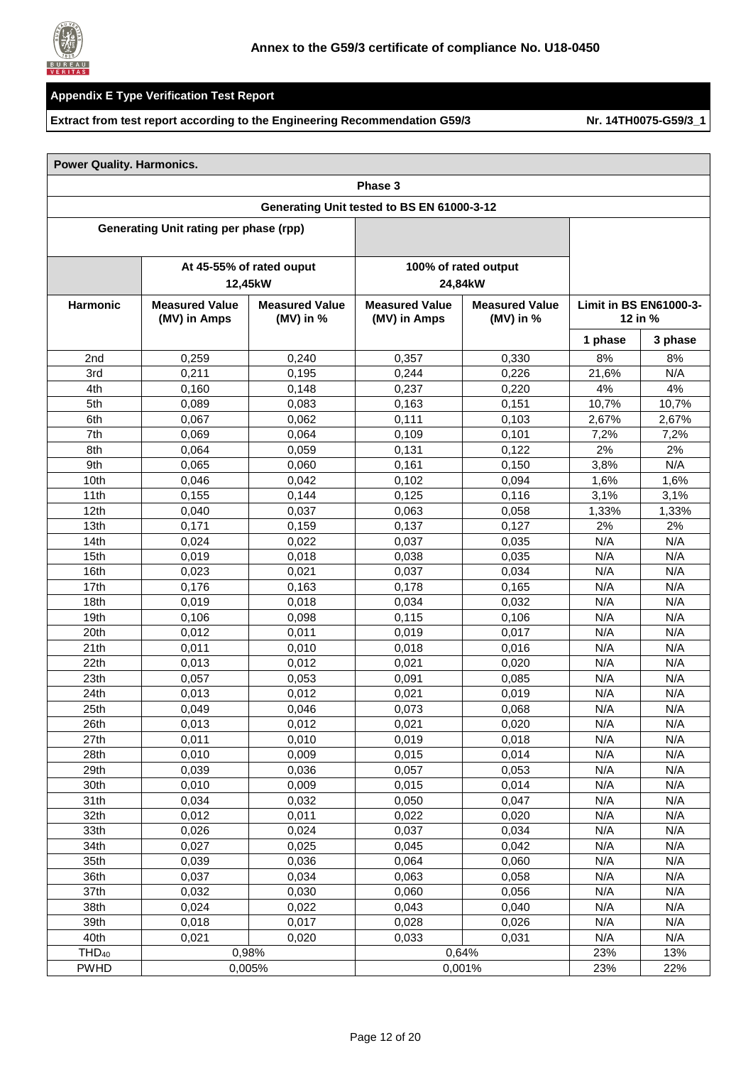**Annex to the G59/3 certificate of compliance No. U18-0450**

**Appendix E Type Verification Test Report**

**Extract from test report according to the Engineering Recommendation G59/3** **Nr. 14TH0075-G59/3_1**

| **Power Quality. Harmonics.** | | | | | | |
|---|---|---|---|---|---|---|
| **Phase 3** | | | | | | |
| **Generating Unit tested to BS EN 61000-3-12** | | | | | | |
| **Generating Unit rating per phase (rpp)** | | | | | | |
| | **At 45-55% of rated ouput 12,45kW** | | **100% of rated output 24,84kW** | | | |
| **Harmonic** | **Measured Value (MV) in Amps** | **Measured Value (MV) in %** | **Measured Value (MV) in Amps** | **Measured Value (MV) in %** | **Limit in BS EN61000-3-12 in %** | |
| | | | | | **1 phase** | **3 phase** |
| 2nd | 0,259 | 0,240 | 0,357 | 0,330 | 8% | 8% |
| 3rd | 0,211 | 0,195 | 0,244 | 0,226 | 21,6% | N/A |
| 4th | 0,160 | 0,148 | 0,237 | 0,220 | 4% | 4% |
| 5th | 0,089 | 0,083 | 0,163 | 0,151 | 10,7% | 10,7% |
| 6th | 0,067 | 0,062 | 0,111 | 0,103 | 2,67% | 2,67% |
| 7th | 0,069 | 0,064 | 0,109 | 0,101 | 7,2% | 7,2% |
| 8th | 0,064 | 0,059 | 0,131 | 0,122 | 2% | 2% |
| 9th | 0,065 | 0,060 | 0,161 | 0,150 | 3,8% | N/A |
| 10th | 0,046 | 0,042 | 0,102 | 0,094 | 1,6% | 1,6% |
| 11th | 0,155 | 0,144 | 0,125 | 0,116 | 3,1% | 3,1% |
| 12th | 0,040 | 0,037 | 0,063 | 0,058 | 1,33% | 1,33% |
| 13th | 0,171 | 0,159 | 0,137 | 0,127 | 2% | 2% |
| 14th | 0,024 | 0,022 | 0,037 | 0,035 | N/A | N/A |
| 15th | 0,019 | 0,018 | 0,038 | 0,035 | N/A | N/A |
| 16th | 0,023 | 0,021 | 0,037 | 0,034 | N/A | N/A |
| 17th | 0,176 | 0,163 | 0,178 | 0,165 | N/A | N/A |
| 18th | 0,019 | 0,018 | 0,034 | 0,032 | N/A | N/A |
| 19th | 0,106 | 0,098 | 0,115 | 0,106 | N/A | N/A |
| 20th | 0,012 | 0,011 | 0,019 | 0,017 | N/A | N/A |
| 21th | 0,011 | 0,010 | 0,018 | 0,016 | N/A | N/A |
| 22th | 0,013 | 0,012 | 0,021 | 0,020 | N/A | N/A |
| 23th | 0,057 | 0,053 | 0,091 | 0,085 | N/A | N/A |
| 24th | 0,013 | 0,012 | 0,021 | 0,019 | N/A | N/A |
| 25th | 0,049 | 0,046 | 0,073 | 0,068 | N/A | N/A |
| 26th | 0,013 | 0,012 | 0,021 | 0,020 | N/A | N/A |
| 27th | 0,011 | 0,010 | 0,019 | 0,018 | N/A | N/A |
| 28th | 0,010 | 0,009 | 0,015 | 0,014 | N/A | N/A |
| 29th | 0,039 | 0,036 | 0,057 | 0,053 | N/A | N/A |
| 30th | 0,010 | 0,009 | 0,015 | 0,014 | N/A | N/A |
| 31th | 0,034 | 0,032 | 0,050 | 0,047 | N/A | N/A |
| 32th | 0,012 | 0,011 | 0,022 | 0,020 | N/A | N/A |
| 33th | 0,026 | 0,024 | 0,037 | 0,034 | N/A | N/A |
| 34th | 0,027 | 0,025 | 0,045 | 0,042 | N/A | N/A |
| 35th | 0,039 | 0,036 | 0,064 | 0,060 | N/A | N/A |
| 36th | 0,037 | 0,034 | 0,063 | 0,058 | N/A | N/A |
| 37th | 0,032 | 0,030 | 0,060 | 0,056 | N/A | N/A |
| 38th | 0,024 | 0,022 | 0,043 | 0,040 | N/A | N/A |
| 39th | 0,018 | 0,017 | 0,028 | 0,026 | N/A | N/A |
| 40th | 0,021 | 0,020 | 0,033 | 0,031 | N/A | N/A |
| $THD_{40}$ | 0,98% | | 0,64% | | 23% | 13% |
| PWHD | 0,005% | | 0,001% | | 23% | 22% |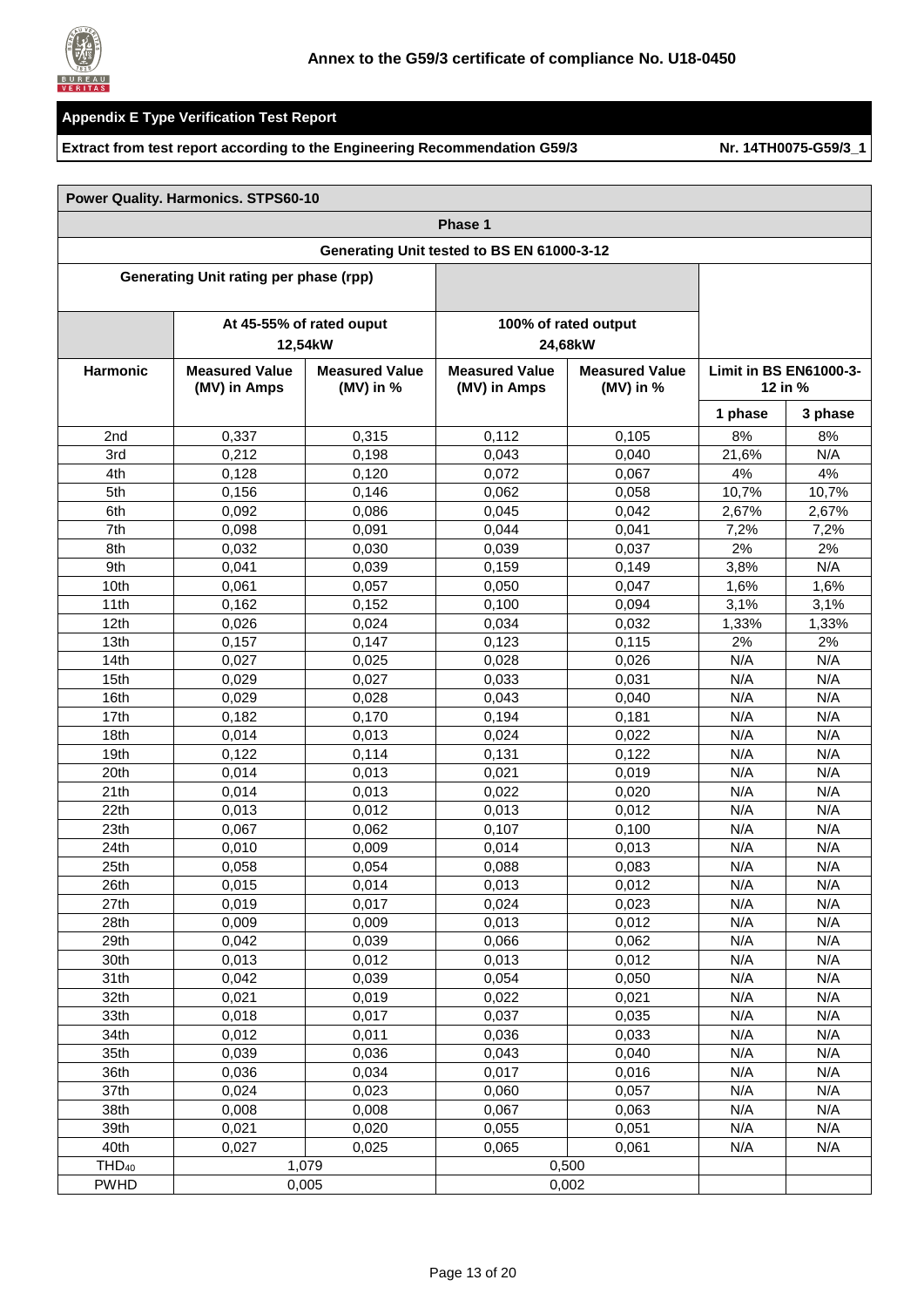**Annex to the G59/3 certificate of compliance No. U18-0450**

**Appendix E Type Verification Test Report**

**Extract from test report according to the Engineering Recommendation G59/3** **Nr. 14TH0075-G59/3_1**

| **Power Quality. Harmonics. STPS60-10** | | | | | | |
|---|---|---|---|---|---|---|
| **Phase 1** | | | | | | |
| **Generating Unit tested to BS EN 61000-3-12** | | | | | | |
| **Generating Unit rating per phase (rpp)** | | | | | | |
| | **At 45-55% of rated ouput 12,54kW** | | **100% of rated output 24,68kW** | | | |
| **Harmonic** | **Measured Value (MV) in Amps** | **Measured Value (MV) in %** | **Measured Value (MV) in Amps** | **Measured Value (MV) in %** | **Limit in BS EN61000-3-12 in %** | |
| | | | | | **1 phase** | **3 phase** |
| 2nd | 0,337 | 0,315 | 0,112 | 0,105 | 8% | 8% |
| 3rd | 0,212 | 0,198 | 0,043 | 0,040 | 21,6% | N/A |
| 4th | 0,128 | 0,120 | 0,072 | 0,067 | 4% | 4% |
| 5th | 0,156 | 0,146 | 0,062 | 0,058 | 10,7% | 10,7% |
| 6th | 0,092 | 0,086 | 0,045 | 0,042 | 2,67% | 2,67% |
| 7th | 0,098 | 0,091 | 0,044 | 0,041 | 7,2% | 7,2% |
| 8th | 0,032 | 0,030 | 0,039 | 0,037 | 2% | 2% |
| 9th | 0,041 | 0,039 | 0,159 | 0,149 | 3,8% | N/A |
| 10th | 0,061 | 0,057 | 0,050 | 0,047 | 1,6% | 1,6% |
| 11th | 0,162 | 0,152 | 0,100 | 0,094 | 3,1% | 3,1% |
| 12th | 0,026 | 0,024 | 0,034 | 0,032 | 1,33% | 1,33% |
| 13th | 0,157 | 0,147 | 0,123 | 0,115 | 2% | 2% |
| 14th | 0,027 | 0,025 | 0,028 | 0,026 | N/A | N/A |
| 15th | 0,029 | 0,027 | 0,033 | 0,031 | N/A | N/A |
| 16th | 0,029 | 0,028 | 0,043 | 0,040 | N/A | N/A |
| 17th | 0,182 | 0,170 | 0,194 | 0,181 | N/A | N/A |
| 18th | 0,014 | 0,013 | 0,024 | 0,022 | N/A | N/A |
| 19th | 0,122 | 0,114 | 0,131 | 0,122 | N/A | N/A |
| 20th | 0,014 | 0,013 | 0,021 | 0,019 | N/A | N/A |
| 21th | 0,014 | 0,013 | 0,022 | 0,020 | N/A | N/A |
| 22th | 0,013 | 0,012 | 0,013 | 0,012 | N/A | N/A |
| 23th | 0,067 | 0,062 | 0,107 | 0,100 | N/A | N/A |
| 24th | 0,010 | 0,009 | 0,014 | 0,013 | N/A | N/A |
| 25th | 0,058 | 0,054 | 0,088 | 0,083 | N/A | N/A |
| 26th | 0,015 | 0,014 | 0,013 | 0,012 | N/A | N/A |
| 27th | 0,019 | 0,017 | 0,024 | 0,023 | N/A | N/A |
| 28th | 0,009 | 0,009 | 0,013 | 0,012 | N/A | N/A |
| 29th | 0,042 | 0,039 | 0,066 | 0,062 | N/A | N/A |
| 30th | 0,013 | 0,012 | 0,013 | 0,012 | N/A | N/A |
| 31th | 0,042 | 0,039 | 0,054 | 0,050 | N/A | N/A |
| 32th | 0,021 | 0,019 | 0,022 | 0,021 | N/A | N/A |
| 33th | 0,018 | 0,017 | 0,037 | 0,035 | N/A | N/A |
| 34th | 0,012 | 0,011 | 0,036 | 0,033 | N/A | N/A |
| 35th | 0,039 | 0,036 | 0,043 | 0,040 | N/A | N/A |
| 36th | 0,036 | 0,034 | 0,017 | 0,016 | N/A | N/A |
| 37th | 0,024 | 0,023 | 0,060 | 0,057 | N/A | N/A |
| 38th | 0,008 | 0,008 | 0,067 | 0,063 | N/A | N/A |
| 39th | 0,021 | 0,020 | 0,055 | 0,051 | N/A | N/A |
| 40th | 0,027 | 0,025 | 0,065 | 0,061 | N/A | N/A |
| $THD_{40}$ | 1,079 | | 0,500 | | | |
| PWHD | 0,005 | | 0,002 | | | |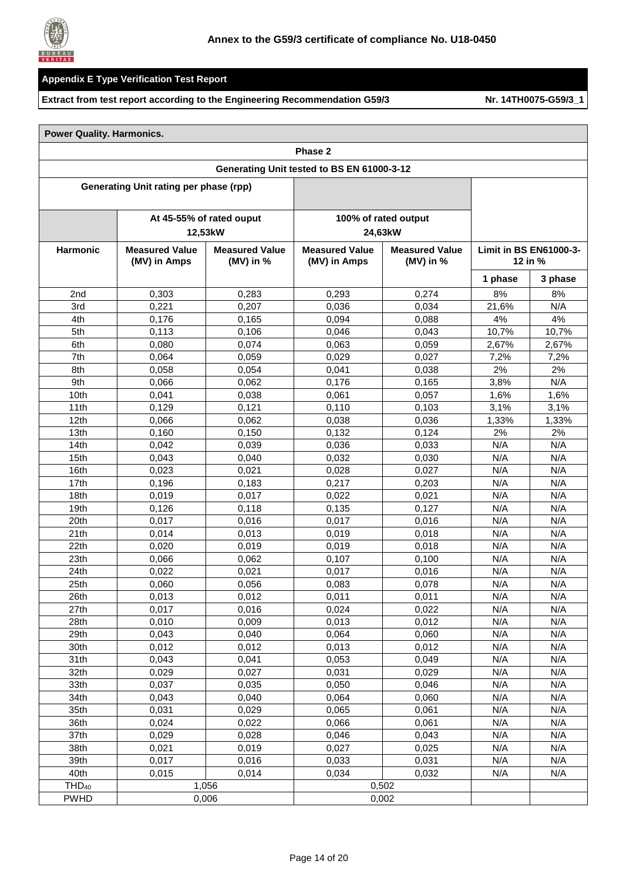**Annex to the G59/3 certificate of compliance No. U18-0450**

**Appendix E Type Verification Test Report**

**Extract from test report according to the Engineering Recommendation G59/3** — **Nr. 14TH0075-G59/3_1**

| **Power Quality. Harmonics.** | | | | | | |
|---|---|---|---|---|---|---|
| **Phase 2** | | | | | | |
| **Generating Unit tested to BS EN 61000-3-12** | | | | | | |
| **Generating Unit rating per phase (rpp)** | | | | | | |
| | **At 45-55% of rated ouput 12,53kW** | | **100% of rated output 24,63kW** | | | |
| **Harmonic** | **Measured Value (MV) in Amps** | **Measured Value (MV) in %** | **Measured Value (MV) in Amps** | **Measured Value (MV) in %** | **Limit in BS EN61000-3-12 in %** | |
| | | | | | **1 phase** | **3 phase** |
| 2nd | 0,303 | 0,283 | 0,293 | 0,274 | 8% | 8% |
| 3rd | 0,221 | 0,207 | 0,036 | 0,034 | 21,6% | N/A |
| 4th | 0,176 | 0,165 | 0,094 | 0,088 | 4% | 4% |
| 5th | 0,113 | 0,106 | 0,046 | 0,043 | 10,7% | 10,7% |
| 6th | 0,080 | 0,074 | 0,063 | 0,059 | 2,67% | 2,67% |
| 7th | 0,064 | 0,059 | 0,029 | 0,027 | 7,2% | 7,2% |
| 8th | 0,058 | 0,054 | 0,041 | 0,038 | 2% | 2% |
| 9th | 0,066 | 0,062 | 0,176 | 0,165 | 3,8% | N/A |
| 10th | 0,041 | 0,038 | 0,061 | 0,057 | 1,6% | 1,6% |
| 11th | 0,129 | 0,121 | 0,110 | 0,103 | 3,1% | 3,1% |
| 12th | 0,066 | 0,062 | 0,038 | 0,036 | 1,33% | 1,33% |
| 13th | 0,160 | 0,150 | 0,132 | 0,124 | 2% | 2% |
| 14th | 0,042 | 0,039 | 0,036 | 0,033 | N/A | N/A |
| 15th | 0,043 | 0,040 | 0,032 | 0,030 | N/A | N/A |
| 16th | 0,023 | 0,021 | 0,028 | 0,027 | N/A | N/A |
| 17th | 0,196 | 0,183 | 0,217 | 0,203 | N/A | N/A |
| 18th | 0,019 | 0,017 | 0,022 | 0,021 | N/A | N/A |
| 19th | 0,126 | 0,118 | 0,135 | 0,127 | N/A | N/A |
| 20th | 0,017 | 0,016 | 0,017 | 0,016 | N/A | N/A |
| 21th | 0,014 | 0,013 | 0,019 | 0,018 | N/A | N/A |
| 22th | 0,020 | 0,019 | 0,019 | 0,018 | N/A | N/A |
| 23th | 0,066 | 0,062 | 0,107 | 0,100 | N/A | N/A |
| 24th | 0,022 | 0,021 | 0,017 | 0,016 | N/A | N/A |
| 25th | 0,060 | 0,056 | 0,083 | 0,078 | N/A | N/A |
| 26th | 0,013 | 0,012 | 0,011 | 0,011 | N/A | N/A |
| 27th | 0,017 | 0,016 | 0,024 | 0,022 | N/A | N/A |
| 28th | 0,010 | 0,009 | 0,013 | 0,012 | N/A | N/A |
| 29th | 0,043 | 0,040 | 0,064 | 0,060 | N/A | N/A |
| 30th | 0,012 | 0,012 | 0,013 | 0,012 | N/A | N/A |
| 31th | 0,043 | 0,041 | 0,053 | 0,049 | N/A | N/A |
| 32th | 0,029 | 0,027 | 0,031 | 0,029 | N/A | N/A |
| 33th | 0,037 | 0,035 | 0,050 | 0,046 | N/A | N/A |
| 34th | 0,043 | 0,040 | 0,064 | 0,060 | N/A | N/A |
| 35th | 0,031 | 0,029 | 0,065 | 0,061 | N/A | N/A |
| 36th | 0,024 | 0,022 | 0,066 | 0,061 | N/A | N/A |
| 37th | 0,029 | 0,028 | 0,046 | 0,043 | N/A | N/A |
| 38th | 0,021 | 0,019 | 0,027 | 0,025 | N/A | N/A |
| 39th | 0,017 | 0,016 | 0,033 | 0,031 | N/A | N/A |
| 40th | 0,015 | 0,014 | 0,034 | 0,032 | N/A | N/A |
| $THD_{40}$ | 1,056 | | 0,502 | | | |
| PWHD | 0,006 | | 0,002 | | | |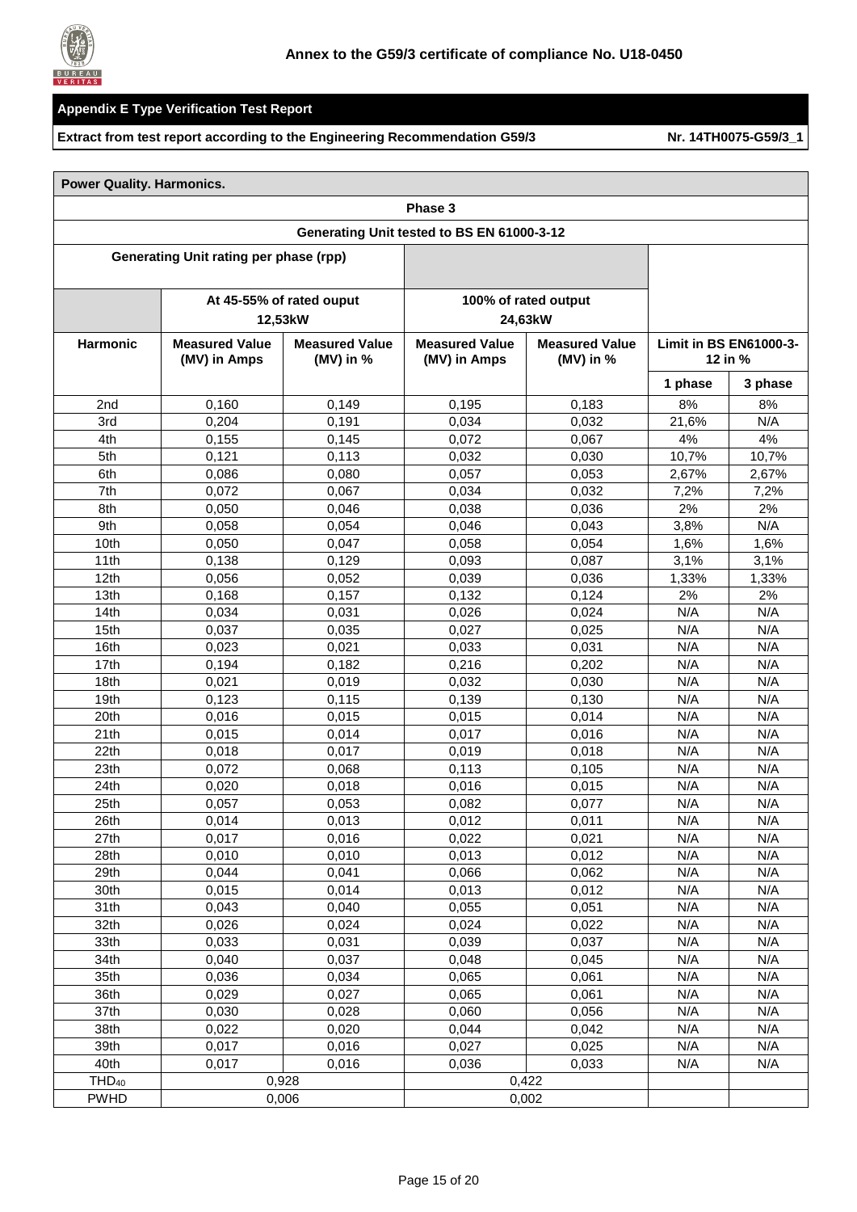**Annex to the G59/3 certificate of compliance No. U18-0450**

**Appendix E Type Verification Test Report**

**Extract from test report according to the Engineering Recommendation G59/3** **Nr. 14TH0075-G59/3_1**

| **Power Quality. Harmonics.** | | | | | | |
|---|---|---|---|---|---|---|
| **Phase 3** | | | | | | |
| **Generating Unit tested to BS EN 61000-3-12** | | | | | | |
| **Generating Unit rating per phase (rpp)** | | | | | | |
| | **At 45-55% of rated ouput 12,53kW** | | **100% of rated output 24,63kW** | | | |
| **Harmonic** | **Measured Value (MV) in Amps** | **Measured Value (MV) in %** | **Measured Value (MV) in Amps** | **Measured Value (MV) in %** | **Limit in BS EN61000-3-12 in %** | |
| | | | | | **1 phase** | **3 phase** |
| 2nd | 0,160 | 0,149 | 0,195 | 0,183 | 8% | 8% |
| 3rd | 0,204 | 0,191 | 0,034 | 0,032 | 21,6% | N/A |
| 4th | 0,155 | 0,145 | 0,072 | 0,067 | 4% | 4% |
| 5th | 0,121 | 0,113 | 0,032 | 0,030 | 10,7% | 10,7% |
| 6th | 0,086 | 0,080 | 0,057 | 0,053 | 2,67% | 2,67% |
| 7th | 0,072 | 0,067 | 0,034 | 0,032 | 7,2% | 7,2% |
| 8th | 0,050 | 0,046 | 0,038 | 0,036 | 2% | 2% |
| 9th | 0,058 | 0,054 | 0,046 | 0,043 | 3,8% | N/A |
| 10th | 0,050 | 0,047 | 0,058 | 0,054 | 1,6% | 1,6% |
| 11th | 0,138 | 0,129 | 0,093 | 0,087 | 3,1% | 3,1% |
| 12th | 0,056 | 0,052 | 0,039 | 0,036 | 1,33% | 1,33% |
| 13th | 0,168 | 0,157 | 0,132 | 0,124 | 2% | 2% |
| 14th | 0,034 | 0,031 | 0,026 | 0,024 | N/A | N/A |
| 15th | 0,037 | 0,035 | 0,027 | 0,025 | N/A | N/A |
| 16th | 0,023 | 0,021 | 0,033 | 0,031 | N/A | N/A |
| 17th | 0,194 | 0,182 | 0,216 | 0,202 | N/A | N/A |
| 18th | 0,021 | 0,019 | 0,032 | 0,030 | N/A | N/A |
| 19th | 0,123 | 0,115 | 0,139 | 0,130 | N/A | N/A |
| 20th | 0,016 | 0,015 | 0,015 | 0,014 | N/A | N/A |
| 21th | 0,015 | 0,014 | 0,017 | 0,016 | N/A | N/A |
| 22th | 0,018 | 0,017 | 0,019 | 0,018 | N/A | N/A |
| 23th | 0,072 | 0,068 | 0,113 | 0,105 | N/A | N/A |
| 24th | 0,020 | 0,018 | 0,016 | 0,015 | N/A | N/A |
| 25th | 0,057 | 0,053 | 0,082 | 0,077 | N/A | N/A |
| 26th | 0,014 | 0,013 | 0,012 | 0,011 | N/A | N/A |
| 27th | 0,017 | 0,016 | 0,022 | 0,021 | N/A | N/A |
| 28th | 0,010 | 0,010 | 0,013 | 0,012 | N/A | N/A |
| 29th | 0,044 | 0,041 | 0,066 | 0,062 | N/A | N/A |
| 30th | 0,015 | 0,014 | 0,013 | 0,012 | N/A | N/A |
| 31th | 0,043 | 0,040 | 0,055 | 0,051 | N/A | N/A |
| 32th | 0,026 | 0,024 | 0,024 | 0,022 | N/A | N/A |
| 33th | 0,033 | 0,031 | 0,039 | 0,037 | N/A | N/A |
| 34th | 0,040 | 0,037 | 0,048 | 0,045 | N/A | N/A |
| 35th | 0,036 | 0,034 | 0,065 | 0,061 | N/A | N/A |
| 36th | 0,029 | 0,027 | 0,065 | 0,061 | N/A | N/A |
| 37th | 0,030 | 0,028 | 0,060 | 0,056 | N/A | N/A |
| 38th | 0,022 | 0,020 | 0,044 | 0,042 | N/A | N/A |
| 39th | 0,017 | 0,016 | 0,027 | 0,025 | N/A | N/A |
| 40th | 0,017 | 0,016 | 0,036 | 0,033 | N/A | N/A |
| $THD_{40}$ | 0,928 | | 0,422 | | | |
| PWHD | 0,006 | | 0,002 | | | |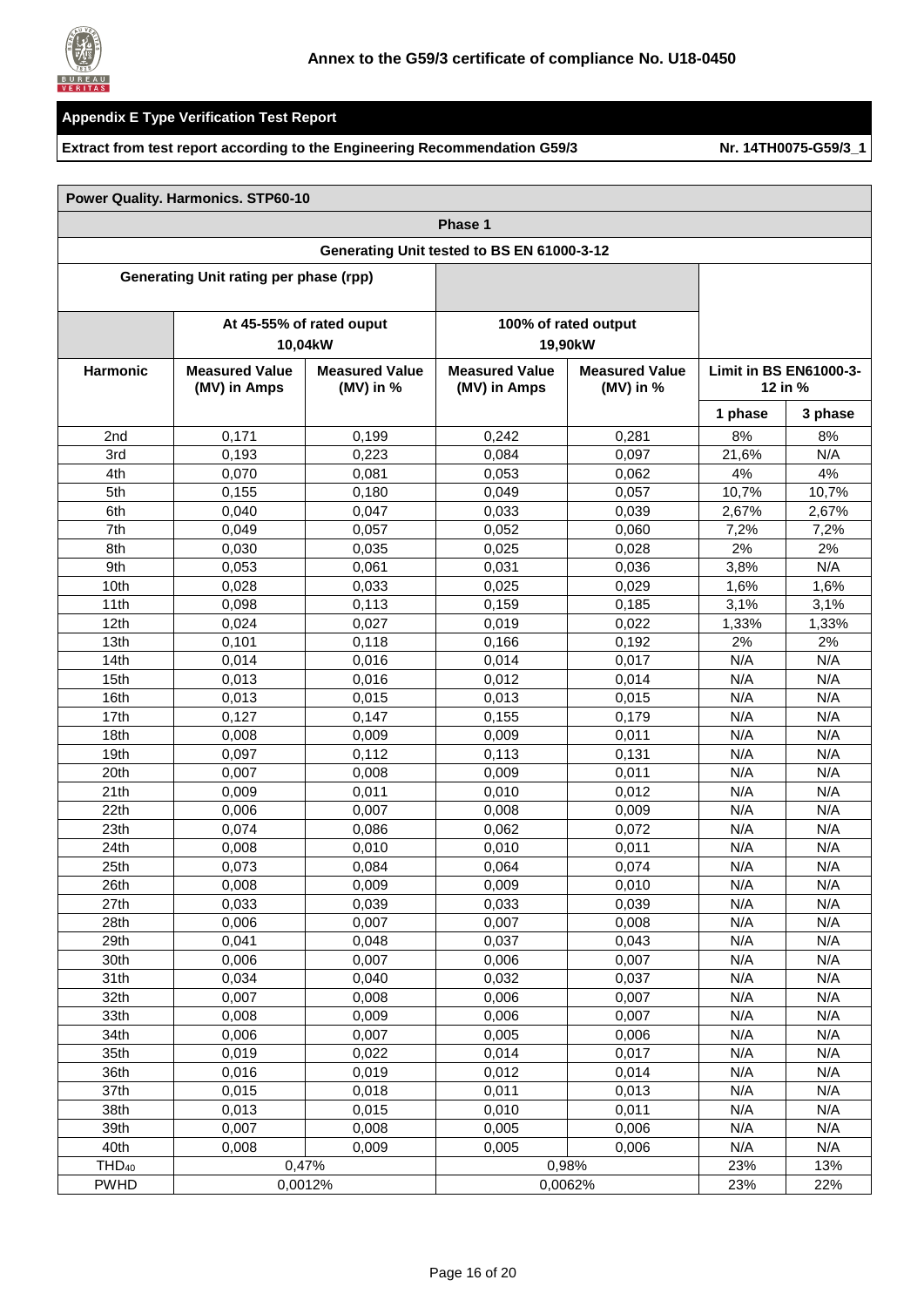**Annex to the G59/3 certificate of compliance No. U18-0450**

**Appendix E Type Verification Test Report**

**Extract from test report according to the Engineering Recommendation G59/3** **Nr. 14TH0075-G59/3_1**

| **Power Quality. Harmonics. STP60-10** | | | | | | |
|---|---|---|---|---|---|---|
| **Phase 1** | | | | | | |
| **Generating Unit tested to BS EN 61000-3-12** | | | | | | |
| **Generating Unit rating per phase (rpp)** | | | | | | |
| | **At 45-55% of rated ouput 10,04kW** | | **100% of rated output 19,90kW** | | | |
| **Harmonic** | **Measured Value (MV) in Amps** | **Measured Value (MV) in %** | **Measured Value (MV) in Amps** | **Measured Value (MV) in %** | **Limit in BS EN61000-3-12 in %** | |
| | | | | | **1 phase** | **3 phase** |
| 2nd | 0,171 | 0,199 | 0,242 | 0,281 | 8% | 8% |
| 3rd | 0,193 | 0,223 | 0,084 | 0,097 | 21,6% | N/A |
| 4th | 0,070 | 0,081 | 0,053 | 0,062 | 4% | 4% |
| 5th | 0,155 | 0,180 | 0,049 | 0,057 | 10,7% | 10,7% |
| 6th | 0,040 | 0,047 | 0,033 | 0,039 | 2,67% | 2,67% |
| 7th | 0,049 | 0,057 | 0,052 | 0,060 | 7,2% | 7,2% |
| 8th | 0,030 | 0,035 | 0,025 | 0,028 | 2% | 2% |
| 9th | 0,053 | 0,061 | 0,031 | 0,036 | 3,8% | N/A |
| 10th | 0,028 | 0,033 | 0,025 | 0,029 | 1,6% | 1,6% |
| 11th | 0,098 | 0,113 | 0,159 | 0,185 | 3,1% | 3,1% |
| 12th | 0,024 | 0,027 | 0,019 | 0,022 | 1,33% | 1,33% |
| 13th | 0,101 | 0,118 | 0,166 | 0,192 | 2% | 2% |
| 14th | 0,014 | 0,016 | 0,014 | 0,017 | N/A | N/A |
| 15th | 0,013 | 0,016 | 0,012 | 0,014 | N/A | N/A |
| 16th | 0,013 | 0,015 | 0,013 | 0,015 | N/A | N/A |
| 17th | 0,127 | 0,147 | 0,155 | 0,179 | N/A | N/A |
| 18th | 0,008 | 0,009 | 0,009 | 0,011 | N/A | N/A |
| 19th | 0,097 | 0,112 | 0,113 | 0,131 | N/A | N/A |
| 20th | 0,007 | 0,008 | 0,009 | 0,011 | N/A | N/A |
| 21th | 0,009 | 0,011 | 0,010 | 0,012 | N/A | N/A |
| 22th | 0,006 | 0,007 | 0,008 | 0,009 | N/A | N/A |
| 23th | 0,074 | 0,086 | 0,062 | 0,072 | N/A | N/A |
| 24th | 0,008 | 0,010 | 0,010 | 0,011 | N/A | N/A |
| 25th | 0,073 | 0,084 | 0,064 | 0,074 | N/A | N/A |
| 26th | 0,008 | 0,009 | 0,009 | 0,010 | N/A | N/A |
| 27th | 0,033 | 0,039 | 0,033 | 0,039 | N/A | N/A |
| 28th | 0,006 | 0,007 | 0,007 | 0,008 | N/A | N/A |
| 29th | 0,041 | 0,048 | 0,037 | 0,043 | N/A | N/A |
| 30th | 0,006 | 0,007 | 0,006 | 0,007 | N/A | N/A |
| 31th | 0,034 | 0,040 | 0,032 | 0,037 | N/A | N/A |
| 32th | 0,007 | 0,008 | 0,006 | 0,007 | N/A | N/A |
| 33th | 0,008 | 0,009 | 0,006 | 0,007 | N/A | N/A |
| 34th | 0,006 | 0,007 | 0,005 | 0,006 | N/A | N/A |
| 35th | 0,019 | 0,022 | 0,014 | 0,017 | N/A | N/A |
| 36th | 0,016 | 0,019 | 0,012 | 0,014 | N/A | N/A |
| 37th | 0,015 | 0,018 | 0,011 | 0,013 | N/A | N/A |
| 38th | 0,013 | 0,015 | 0,010 | 0,011 | N/A | N/A |
| 39th | 0,007 | 0,008 | 0,005 | 0,006 | N/A | N/A |
| 40th | 0,008 | 0,009 | 0,005 | 0,006 | N/A | N/A |
| $THD_{40}$ | 0,47% | | 0,98% | | 23% | 13% |
| PWHD | 0,0012% | | 0,0062% | | 23% | 22% |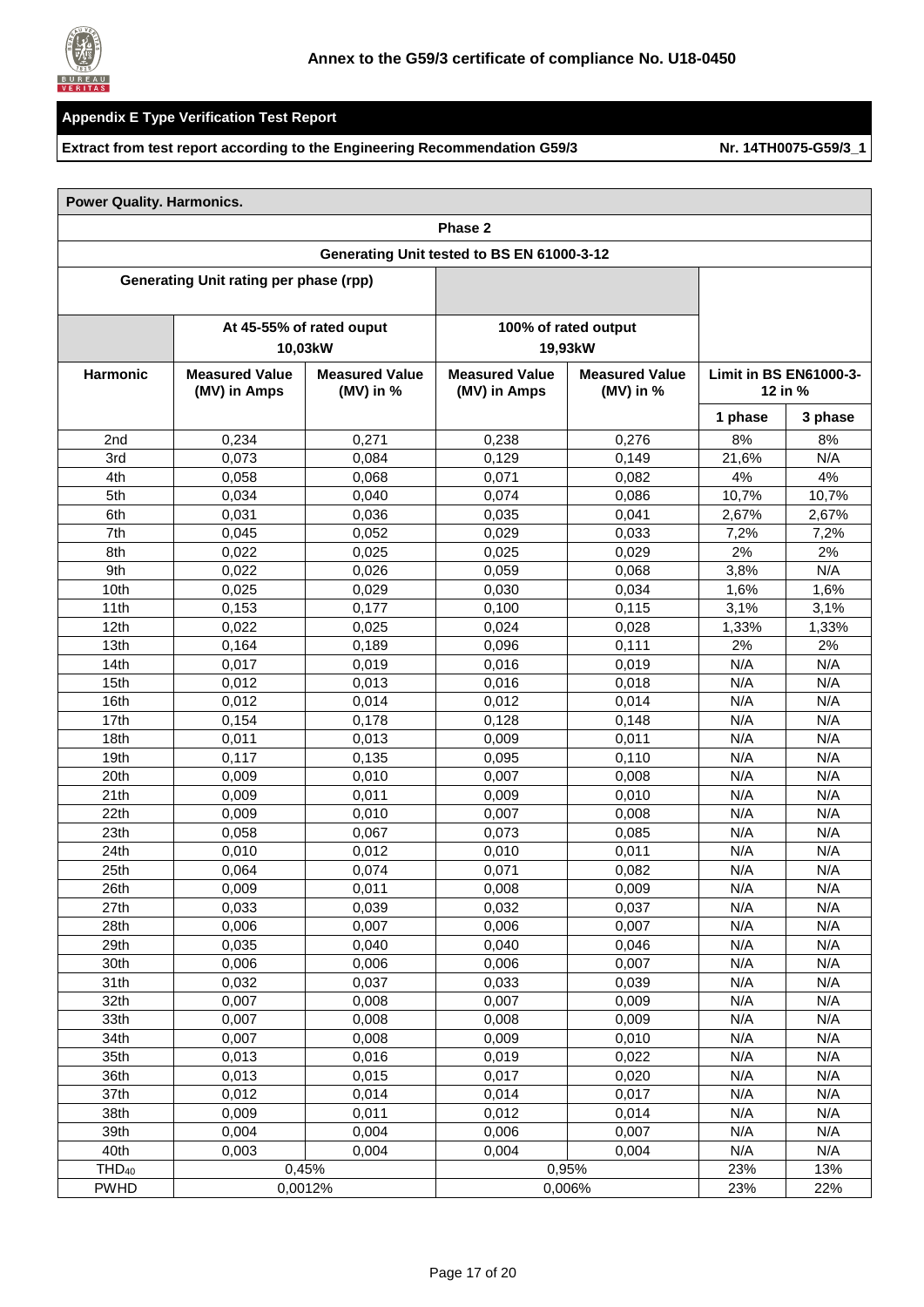**Annex to the G59/3 certificate of compliance No. U18-0450**

**Appendix E Type Verification Test Report**

**Extract from test report according to the Engineering Recommendation G59/3** **Nr. 14TH0075-G59/3_1**

| **Power Quality. Harmonics.** | | | | | | |
|---|---|---|---|---|---|---|
| **Phase 2** | | | | | | |
| **Generating Unit tested to BS EN 61000-3-12** | | | | | | |
| **Generating Unit rating per phase (rpp)** | | | | | | |
| | **At 45-55% of rated ouput 10,03kW** | | **100% of rated output 19,93kW** | | | |
| **Harmonic** | **Measured Value (MV) in Amps** | **Measured Value (MV) in %** | **Measured Value (MV) in Amps** | **Measured Value (MV) in %** | **Limit in BS EN61000-3-12 in %** | |
| | | | | | **1 phase** | **3 phase** |
| 2nd | 0,234 | 0,271 | 0,238 | 0,276 | 8% | 8% |
| 3rd | 0,073 | 0,084 | 0,129 | 0,149 | 21,6% | N/A |
| 4th | 0,058 | 0,068 | 0,071 | 0,082 | 4% | 4% |
| 5th | 0,034 | 0,040 | 0,074 | 0,086 | 10,7% | 10,7% |
| 6th | 0,031 | 0,036 | 0,035 | 0,041 | 2,67% | 2,67% |
| 7th | 0,045 | 0,052 | 0,029 | 0,033 | 7,2% | 7,2% |
| 8th | 0,022 | 0,025 | 0,025 | 0,029 | 2% | 2% |
| 9th | 0,022 | 0,026 | 0,059 | 0,068 | 3,8% | N/A |
| 10th | 0,025 | 0,029 | 0,030 | 0,034 | 1,6% | 1,6% |
| 11th | 0,153 | 0,177 | 0,100 | 0,115 | 3,1% | 3,1% |
| 12th | 0,022 | 0,025 | 0,024 | 0,028 | 1,33% | 1,33% |
| 13th | 0,164 | 0,189 | 0,096 | 0,111 | 2% | 2% |
| 14th | 0,017 | 0,019 | 0,016 | 0,019 | N/A | N/A |
| 15th | 0,012 | 0,013 | 0,016 | 0,018 | N/A | N/A |
| 16th | 0,012 | 0,014 | 0,012 | 0,014 | N/A | N/A |
| 17th | 0,154 | 0,178 | 0,128 | 0,148 | N/A | N/A |
| 18th | 0,011 | 0,013 | 0,009 | 0,011 | N/A | N/A |
| 19th | 0,117 | 0,135 | 0,095 | 0,110 | N/A | N/A |
| 20th | 0,009 | 0,010 | 0,007 | 0,008 | N/A | N/A |
| 21th | 0,009 | 0,011 | 0,009 | 0,010 | N/A | N/A |
| 22th | 0,009 | 0,010 | 0,007 | 0,008 | N/A | N/A |
| 23th | 0,058 | 0,067 | 0,073 | 0,085 | N/A | N/A |
| 24th | 0,010 | 0,012 | 0,010 | 0,011 | N/A | N/A |
| 25th | 0,064 | 0,074 | 0,071 | 0,082 | N/A | N/A |
| 26th | 0,009 | 0,011 | 0,008 | 0,009 | N/A | N/A |
| 27th | 0,033 | 0,039 | 0,032 | 0,037 | N/A | N/A |
| 28th | 0,006 | 0,007 | 0,006 | 0,007 | N/A | N/A |
| 29th | 0,035 | 0,040 | 0,040 | 0,046 | N/A | N/A |
| 30th | 0,006 | 0,006 | 0,006 | 0,007 | N/A | N/A |
| 31th | 0,032 | 0,037 | 0,033 | 0,039 | N/A | N/A |
| 32th | 0,007 | 0,008 | 0,007 | 0,009 | N/A | N/A |
| 33th | 0,007 | 0,008 | 0,008 | 0,009 | N/A | N/A |
| 34th | 0,007 | 0,008 | 0,009 | 0,010 | N/A | N/A |
| 35th | 0,013 | 0,016 | 0,019 | 0,022 | N/A | N/A |
| 36th | 0,013 | 0,015 | 0,017 | 0,020 | N/A | N/A |
| 37th | 0,012 | 0,014 | 0,014 | 0,017 | N/A | N/A |
| 38th | 0,009 | 0,011 | 0,012 | 0,014 | N/A | N/A |
| 39th | 0,004 | 0,004 | 0,006 | 0,007 | N/A | N/A |
| 40th | 0,003 | 0,004 | 0,004 | 0,004 | N/A | N/A |
| $THD_{40}$ | 0,45% | | 0,95% | | 23% | 13% |
| PWHD | 0,0012% | | 0,006% | | 23% | 22% |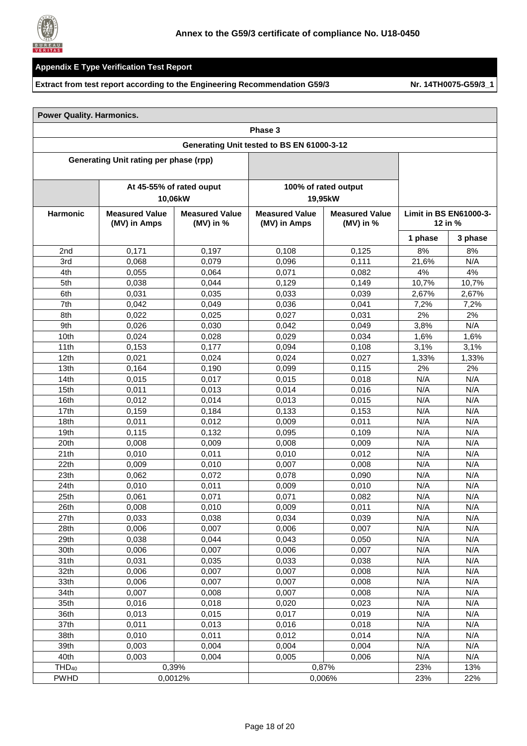**Annex to the G59/3 certificate of compliance No. U18-0450**

## Appendix E Type Verification Test Report

**Extract from test report according to the Engineering Recommendation G59/3** **Nr. 14TH0075-G59/3_1**

| Power Quality. Harmonics. | | | | | | |
|---|---|---|---|---|---|---|
| Phase 3 | | | | | | |
| Generating Unit tested to BS EN 61000-3-12 | | | | | | |
| Generating Unit rating per phase (rpp) | | | | | | |
| | At 45-55% of rated ouput 10,06kW | | 100% of rated output 19,95kW | | | |
| **Harmonic** | **Measured Value (MV) in Amps** | **Measured Value (MV) in %** | **Measured Value (MV) in Amps** | **Measured Value (MV) in %** | **Limit in BS EN61000-3-12 in %** | |
| | | | | | **1 phase** | **3 phase** |
| 2nd | 0,171 | 0,197 | 0,108 | 0,125 | 8% | 8% |
| 3rd | 0,068 | 0,079 | 0,096 | 0,111 | 21,6% | N/A |
| 4th | 0,055 | 0,064 | 0,071 | 0,082 | 4% | 4% |
| 5th | 0,038 | 0,044 | 0,129 | 0,149 | 10,7% | 10,7% |
| 6th | 0,031 | 0,035 | 0,033 | 0,039 | 2,67% | 2,67% |
| 7th | 0,042 | 0,049 | 0,036 | 0,041 | 7,2% | 7,2% |
| 8th | 0,022 | 0,025 | 0,027 | 0,031 | 2% | 2% |
| 9th | 0,026 | 0,030 | 0,042 | 0,049 | 3,8% | N/A |
| 10th | 0,024 | 0,028 | 0,029 | 0,034 | 1,6% | 1,6% |
| 11th | 0,153 | 0,177 | 0,094 | 0,108 | 3,1% | 3,1% |
| 12th | 0,021 | 0,024 | 0,024 | 0,027 | 1,33% | 1,33% |
| 13th | 0,164 | 0,190 | 0,099 | 0,115 | 2% | 2% |
| 14th | 0,015 | 0,017 | 0,015 | 0,018 | N/A | N/A |
| 15th | 0,011 | 0,013 | 0,014 | 0,016 | N/A | N/A |
| 16th | 0,012 | 0,014 | 0,013 | 0,015 | N/A | N/A |
| 17th | 0,159 | 0,184 | 0,133 | 0,153 | N/A | N/A |
| 18th | 0,011 | 0,012 | 0,009 | 0,011 | N/A | N/A |
| 19th | 0,115 | 0,132 | 0,095 | 0,109 | N/A | N/A |
| 20th | 0,008 | 0,009 | 0,008 | 0,009 | N/A | N/A |
| 21th | 0,010 | 0,011 | 0,010 | 0,012 | N/A | N/A |
| 22th | 0,009 | 0,010 | 0,007 | 0,008 | N/A | N/A |
| 23th | 0,062 | 0,072 | 0,078 | 0,090 | N/A | N/A |
| 24th | 0,010 | 0,011 | 0,009 | 0,010 | N/A | N/A |
| 25th | 0,061 | 0,071 | 0,071 | 0,082 | N/A | N/A |
| 26th | 0,008 | 0,010 | 0,009 | 0,011 | N/A | N/A |
| 27th | 0,033 | 0,038 | 0,034 | 0,039 | N/A | N/A |
| 28th | 0,006 | 0,007 | 0,006 | 0,007 | N/A | N/A |
| 29th | 0,038 | 0,044 | 0,043 | 0,050 | N/A | N/A |
| 30th | 0,006 | 0,007 | 0,006 | 0,007 | N/A | N/A |
| 31th | 0,031 | 0,035 | 0,033 | 0,038 | N/A | N/A |
| 32th | 0,006 | 0,007 | 0,007 | 0,008 | N/A | N/A |
| 33th | 0,006 | 0,007 | 0,007 | 0,008 | N/A | N/A |
| 34th | 0,007 | 0,008 | 0,007 | 0,008 | N/A | N/A |
| 35th | 0,016 | 0,018 | 0,020 | 0,023 | N/A | N/A |
| 36th | 0,013 | 0,015 | 0,017 | 0,019 | N/A | N/A |
| 37th | 0,011 | 0,013 | 0,016 | 0,018 | N/A | N/A |
| 38th | 0,010 | 0,011 | 0,012 | 0,014 | N/A | N/A |
| 39th | 0,003 | 0,004 | 0,004 | 0,004 | N/A | N/A |
| 40th | 0,003 | 0,004 | 0,005 | 0,006 | N/A | N/A |
| $THD_{40}$ | 0,39% | | 0,87% | | 23% | 13% |
| PWHD | 0,0012% | | 0,006% | | 23% | 22% |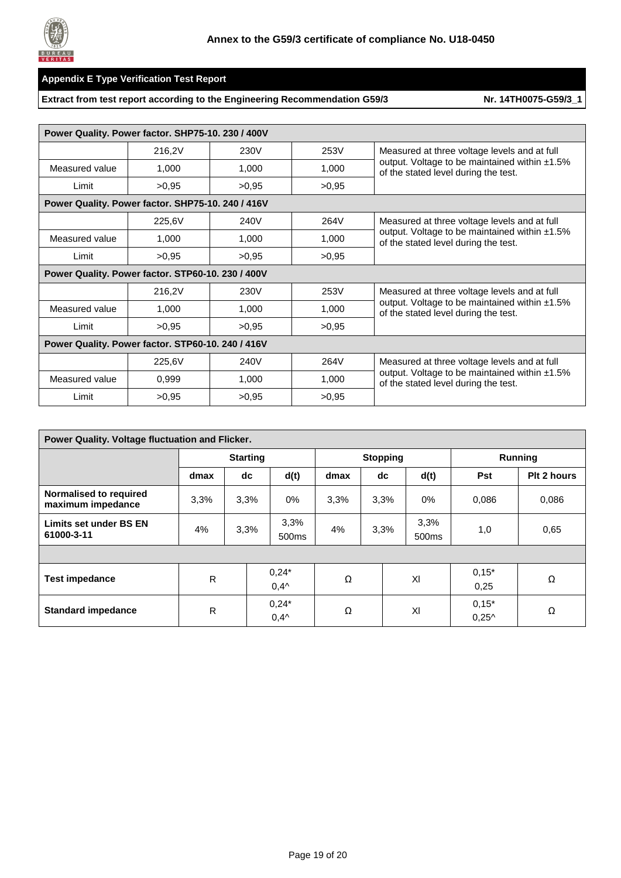**Annex to the G59/3 certificate of compliance No. U18-0450**

**Appendix E Type Verification Test Report**

**Extract from test report according to the Engineering Recommendation G59/3** **Nr. 14TH0075-G59/3_1**

| **Power Quality. Power factor. SHP75-10. 230 / 400V** | | | | |
|---|---|---|---|---|
| | 216,2V | 230V | 253V | Measured at three voltage levels and at full output. Voltage to be maintained within ±1.5% of the stated level during the test. |
| Measured value | 1,000 | 1,000 | 1,000 | |
| Limit | >0,95 | >0,95 | >0,95 | |
| **Power Quality. Power factor. SHP75-10. 240 / 416V** | | | | |
| | 225,6V | 240V | 264V | Measured at three voltage levels and at full output. Voltage to be maintained within ±1.5% of the stated level during the test. |
| Measured value | 1,000 | 1,000 | 1,000 | |
| Limit | >0,95 | >0,95 | >0,95 | |
| **Power Quality. Power factor. STP60-10. 230 / 400V** | | | | |
| | 216,2V | 230V | 253V | Measured at three voltage levels and at full output. Voltage to be maintained within ±1.5% of the stated level during the test. |
| Measured value | 1,000 | 1,000 | 1,000 | |
| Limit | >0,95 | >0,95 | >0,95 | |
| **Power Quality. Power factor. STP60-10. 240 / 416V** | | | | |
| | 225,6V | 240V | 264V | Measured at three voltage levels and at full output. Voltage to be maintained within ±1.5% of the stated level during the test. |
| Measured value | 0,999 | 1,000 | 1,000 | |
| Limit | >0,95 | >0,95 | >0,95 | |

| **Power Quality. Voltage fluctuation and Flicker.** | | | | | | | | |
|---|---|---|---|---|---|---|---|---|
| | **Starting** | | | **Stopping** | | | **Running** | |
| | **dmax** | **dc** | **d(t)** | **dmax** | **dc** | **d(t)** | **Pst** | **Plt 2 hours** |
| **Normalised to required maximum impedance** | 3,3% | 3,3% | 0% | 3,3% | 3,3% | 0% | 0,086 | 0,086 |
| **Limits set under BS EN 61000-3-11** | 4% | 3,3% | 3,3% 500ms | 4% | 3,3% | 3,3% 500ms | 1,0 | 0,65 |
| | | | | | | | | |
| **Test impedance** | R | | 0,24* 0,4^ | Ω | | Xl | 0,15* 0,25 | Ω |
| **Standard impedance** | R | | 0,24* 0,4^ | Ω | | Xl | 0,15* 0,25^ | Ω |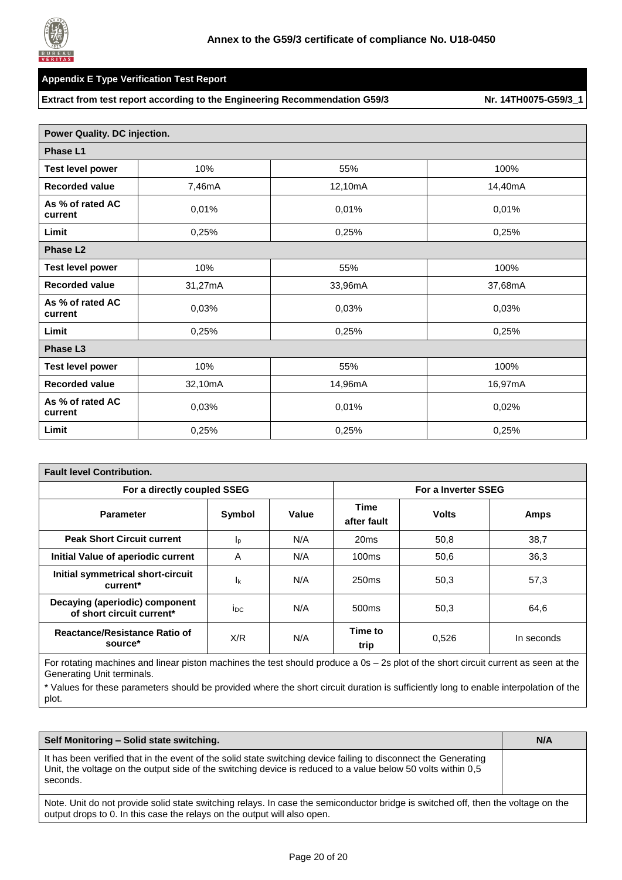**Annex to the G59/3 certificate of compliance No. U18-0450**

## Appendix E Type Verification Test Report

**Extract from test report according to the Engineering Recommendation G59/3** **Nr. 14TH0075-G59/3_1**

| Power Quality. DC injection. | | | |
|---|---|---|---|
| **Phase L1** | | | |
| **Test level power** | 10% | 55% | 100% |
| **Recorded value** | 7,46mA | 12,10mA | 14,40mA |
| **As % of rated AC current** | 0,01% | 0,01% | 0,01% |
| **Limit** | 0,25% | 0,25% | 0,25% |
| **Phase L2** | | | |
| **Test level power** | 10% | 55% | 100% |
| **Recorded value** | 31,27mA | 33,96mA | 37,68mA |
| **As % of rated AC current** | 0,03% | 0,03% | 0,03% |
| **Limit** | 0,25% | 0,25% | 0,25% |
| **Phase L3** | | | |
| **Test level power** | 10% | 55% | 100% |
| **Recorded value** | 32,10mA | 14,96mA | 16,97mA |
| **As % of rated AC current** | 0,03% | 0,01% | 0,02% |
| **Limit** | 0,25% | 0,25% | 0,25% |

| Fault level Contribution. | | | | | |
|---|---|---|---|---|---|
| **For a directly coupled SSEG** | | | **For a Inverter SSEG** | | |
| **Parameter** | **Symbol** | **Value** | **Time after fault** | **Volts** | **Amps** |
| **Peak Short Circuit current** | $I_p$ | N/A | 20ms | 50,8 | 38,7 |
| **Initial Value of aperiodic current** | A | N/A | 100ms | 50,6 | 36,3 |
| **Initial symmetrical short-circuit current*** | $I_k$ | N/A | 250ms | 50,3 | 57,3 |
| **Decaying (aperiodic) component of short circuit current*** | $i_{DC}$ | N/A | 500ms | 50,3 | 64,6 |
| **Reactance/Resistance Ratio of source*** | X/R | N/A | **Time to trip** | 0,526 | In seconds |

For rotating machines and linear piston machines the test should produce a 0s – 2s plot of the short circuit current as seen at the Generating Unit terminals.

\* Values for these parameters should be provided where the short circuit duration is sufficiently long to enable interpolation of the plot.

| Self Monitoring – Solid state switching. | N/A |
|---|---|
| It has been verified that in the event of the solid state switching device failing to disconnect the Generating Unit, the voltage on the output side of the switching device is reduced to a value below 50 volts within 0,5 seconds. | |
| Note. Unit do not provide solid state switching relays. In case the semiconductor bridge is switched off, then the voltage on the output drops to 0. In this case the relays on the output will also open. | |